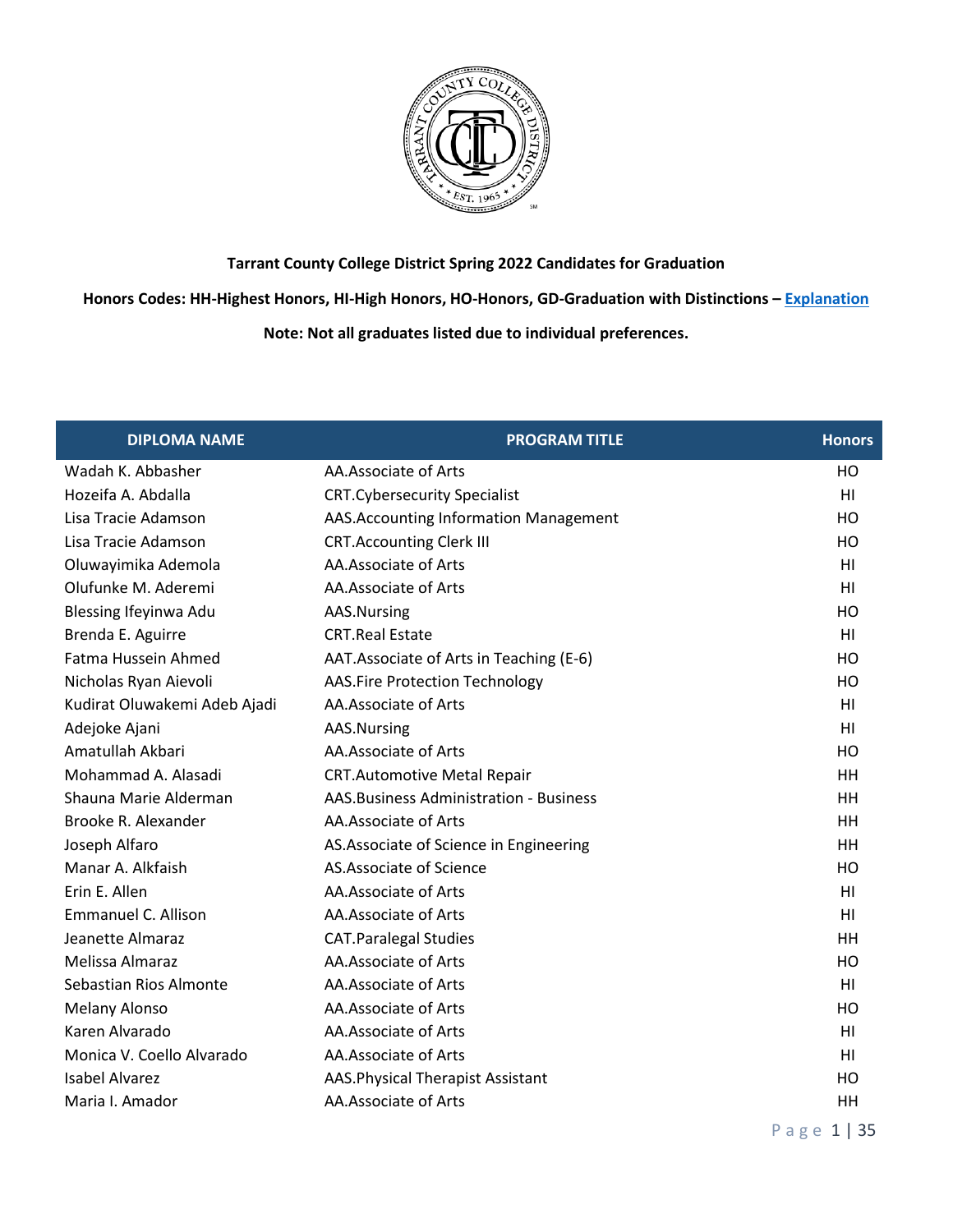**Tarrant County College District Spring 2022 Candidates for Graduation**

**Honors Codes: HH-Highest Honors, HI-High Honors, HO-Honors, GD-Graduation with Distinctions – Explanation**

**Note: Not all graduates listed due to individual preferences.**

| DIPLOMA NAME | PROGRAM TITLE | Honors |
|---|---|---|
| Wadah K. Abbasher | AA.Associate of Arts | HO |
| Hozeifa A. Abdalla | CRT.Cybersecurity Specialist | HI |
| Lisa Tracie Adamson | AAS.Accounting Information Management | HO |
| Lisa Tracie Adamson | CRT.Accounting Clerk III | HO |
| Oluwayimika Ademola | AA.Associate of Arts | HI |
| Olufunke M. Aderemi | AA.Associate of Arts | HI |
| Blessing Ifeyinwa Adu | AAS.Nursing | HO |
| Brenda E. Aguirre | CRT.Real Estate | HI |
| Fatma Hussein Ahmed | AAT.Associate of Arts in Teaching (E-6) | HO |
| Nicholas Ryan Aievoli | AAS.Fire Protection Technology | HO |
| Kudirat Oluwakemi Adeb Ajadi | AA.Associate of Arts | HI |
| Adejoke Ajani | AAS.Nursing | HI |
| Amatullah Akbari | AA.Associate of Arts | HO |
| Mohammad A. Alasadi | CRT.Automotive Metal Repair | HH |
| Shauna Marie Alderman | AAS.Business Administration - Business | HH |
| Brooke R. Alexander | AA.Associate of Arts | HH |
| Joseph Alfaro | AS.Associate of Science in Engineering | HH |
| Manar A. Alkfaish | AS.Associate of Science | HO |
| Erin E. Allen | AA.Associate of Arts | HI |
| Emmanuel C. Allison | AA.Associate of Arts | HI |
| Jeanette Almaraz | CAT.Paralegal Studies | HH |
| Melissa Almaraz | AA.Associate of Arts | HO |
| Sebastian Rios Almonte | AA.Associate of Arts | HI |
| Melany Alonso | AA.Associate of Arts | HO |
| Karen Alvarado | AA.Associate of Arts | HI |
| Monica V. Coello Alvarado | AA.Associate of Arts | HI |
| Isabel Alvarez | AAS.Physical Therapist Assistant | HO |
| Maria I. Amador | AA.Associate of Arts | HH |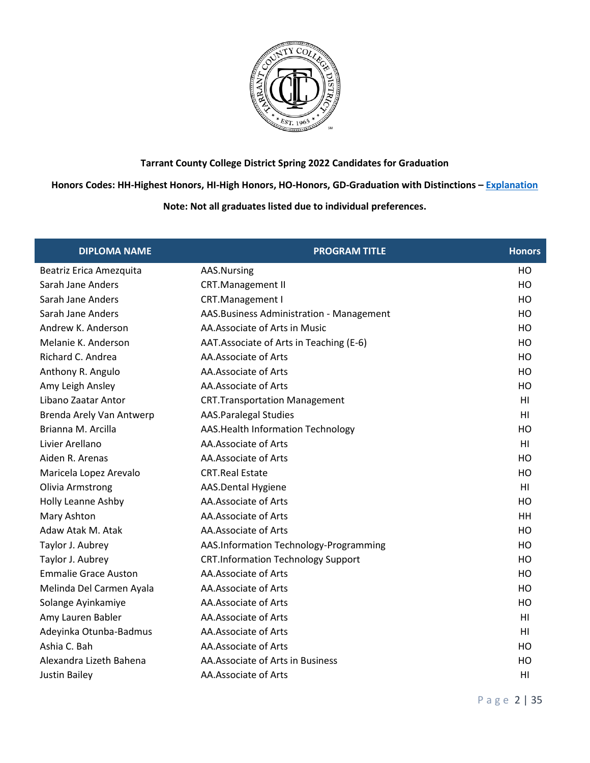**Tarrant County College District Spring 2022 Candidates for Graduation**

**Honors Codes: HH-Highest Honors, HI-High Honors, HO-Honors, GD-Graduation with Distinctions – Explanation**

**Note: Not all graduates listed due to individual preferences.**

| DIPLOMA NAME | PROGRAM TITLE | Honors |
|---|---|---|
| Beatriz Erica Amezquita | AAS.Nursing | HO |
| Sarah Jane Anders | CRT.Management II | HO |
| Sarah Jane Anders | CRT.Management I | HO |
| Sarah Jane Anders | AAS.Business Administration - Management | HO |
| Andrew K. Anderson | AA.Associate of Arts in Music | HO |
| Melanie K. Anderson | AAT.Associate of Arts in Teaching (E-6) | HO |
| Richard C. Andrea | AA.Associate of Arts | HO |
| Anthony R. Angulo | AA.Associate of Arts | HO |
| Amy Leigh Ansley | AA.Associate of Arts | HO |
| Libano Zaatar Antor | CRT.Transportation Management | HI |
| Brenda Arely Van Antwerp | AAS.Paralegal Studies | HI |
| Brianna M. Arcilla | AAS.Health Information Technology | HO |
| Livier Arellano | AA.Associate of Arts | HI |
| Aiden R. Arenas | AA.Associate of Arts | HO |
| Maricela Lopez Arevalo | CRT.Real Estate | HO |
| Olivia Armstrong | AAS.Dental Hygiene | HI |
| Holly Leanne Ashby | AA.Associate of Arts | HO |
| Mary Ashton | AA.Associate of Arts | HH |
| Adaw Atak M. Atak | AA.Associate of Arts | HO |
| Taylor J. Aubrey | AAS.Information Technology-Programming | HO |
| Taylor J. Aubrey | CRT.Information Technology Support | HO |
| Emmalie Grace Auston | AA.Associate of Arts | HO |
| Melinda Del Carmen Ayala | AA.Associate of Arts | HO |
| Solange Ayinkamiye | AA.Associate of Arts | HO |
| Amy Lauren Babler | AA.Associate of Arts | HI |
| Adeyinka Otunba-Badmus | AA.Associate of Arts | HI |
| Ashia C. Bah | AA.Associate of Arts | HO |
| Alexandra Lizeth Bahena | AA.Associate of Arts in Business | HO |
| Justin Bailey | AA.Associate of Arts | HI |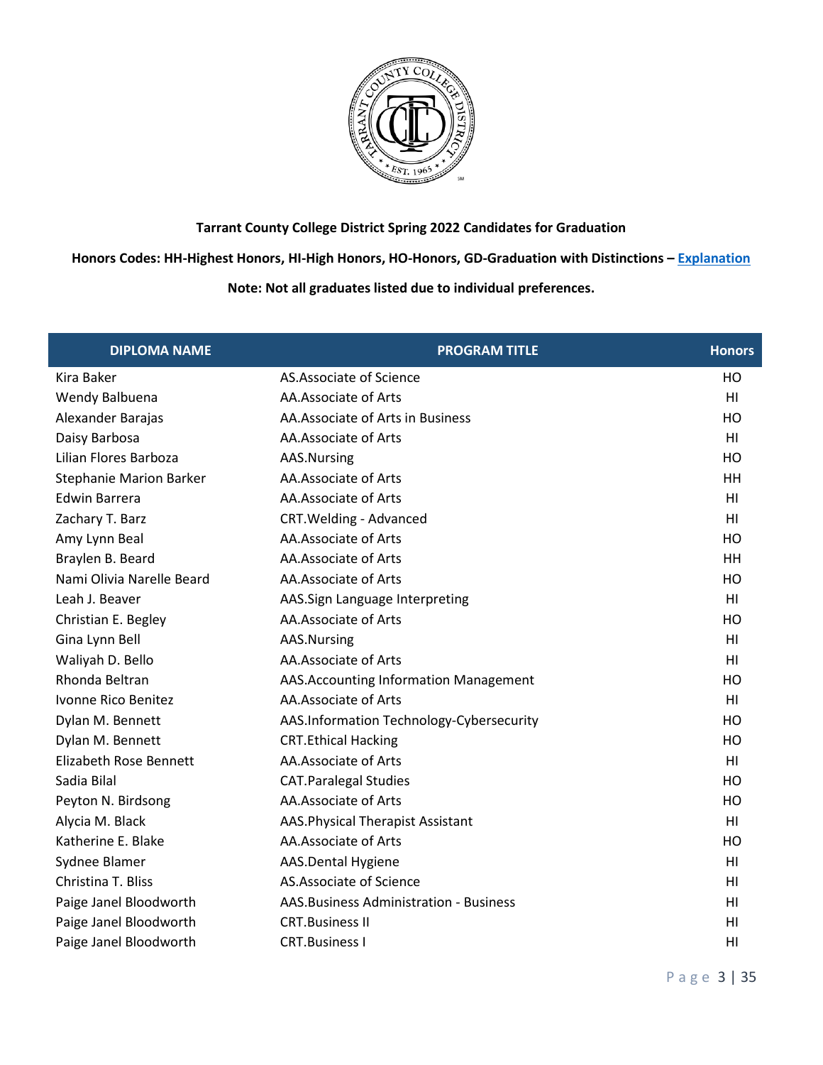**Tarrant County College District Spring 2022 Candidates for Graduation**

**Honors Codes: HH-Highest Honors, HI-High Honors, HO-Honors, GD-Graduation with Distinctions – Explanation**

**Note: Not all graduates listed due to individual preferences.**

| DIPLOMA NAME | PROGRAM TITLE | Honors |
|---|---|---|
| Kira Baker | AS.Associate of Science | HO |
| Wendy Balbuena | AA.Associate of Arts | HI |
| Alexander Barajas | AA.Associate of Arts in Business | HO |
| Daisy Barbosa | AA.Associate of Arts | HI |
| Lilian Flores Barboza | AAS.Nursing | HO |
| Stephanie Marion Barker | AA.Associate of Arts | HH |
| Edwin Barrera | AA.Associate of Arts | HI |
| Zachary T. Barz | CRT.Welding - Advanced | HI |
| Amy Lynn Beal | AA.Associate of Arts | HO |
| Braylen B. Beard | AA.Associate of Arts | HH |
| Nami Olivia Narelle Beard | AA.Associate of Arts | HO |
| Leah J. Beaver | AAS.Sign Language Interpreting | HI |
| Christian E. Begley | AA.Associate of Arts | HO |
| Gina Lynn Bell | AAS.Nursing | HI |
| Waliyah D. Bello | AA.Associate of Arts | HI |
| Rhonda Beltran | AAS.Accounting Information Management | HO |
| Ivonne Rico Benitez | AA.Associate of Arts | HI |
| Dylan M. Bennett | AAS.Information Technology-Cybersecurity | HO |
| Dylan M. Bennett | CRT.Ethical Hacking | HO |
| Elizabeth Rose Bennett | AA.Associate of Arts | HI |
| Sadia Bilal | CAT.Paralegal Studies | HO |
| Peyton N. Birdsong | AA.Associate of Arts | HO |
| Alycia M. Black | AAS.Physical Therapist Assistant | HI |
| Katherine E. Blake | AA.Associate of Arts | HO |
| Sydnee Blamer | AAS.Dental Hygiene | HI |
| Christina T. Bliss | AS.Associate of Science | HI |
| Paige Janel Bloodworth | AAS.Business Administration - Business | HI |
| Paige Janel Bloodworth | CRT.Business II | HI |
| Paige Janel Bloodworth | CRT.Business I | HI |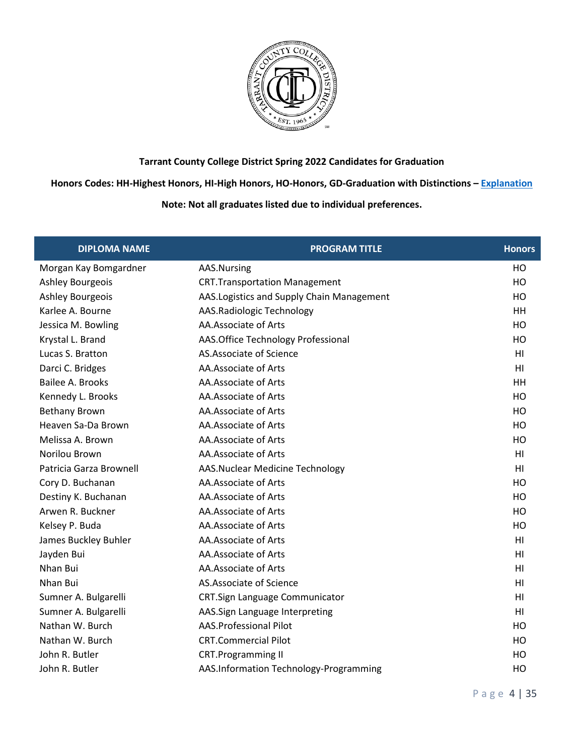**Tarrant County College District Spring 2022 Candidates for Graduation**

**Honors Codes: HH-Highest Honors, HI-High Honors, HO-Honors, GD-Graduation with Distinctions – Explanation**

**Note: Not all graduates listed due to individual preferences.**

| DIPLOMA NAME | PROGRAM TITLE | Honors |
|---|---|---|
| Morgan Kay Bomgardner | AAS.Nursing | HO |
| Ashley Bourgeois | CRT.Transportation Management | HO |
| Ashley Bourgeois | AAS.Logistics and Supply Chain Management | HO |
| Karlee A. Bourne | AAS.Radiologic Technology | HH |
| Jessica M. Bowling | AA.Associate of Arts | HO |
| Krystal L. Brand | AAS.Office Technology Professional | HO |
| Lucas S. Bratton | AS.Associate of Science | HI |
| Darci C. Bridges | AA.Associate of Arts | HI |
| Bailee A. Brooks | AA.Associate of Arts | HH |
| Kennedy L. Brooks | AA.Associate of Arts | HO |
| Bethany Brown | AA.Associate of Arts | HO |
| Heaven Sa-Da Brown | AA.Associate of Arts | HO |
| Melissa A. Brown | AA.Associate of Arts | HO |
| Norilou Brown | AA.Associate of Arts | HI |
| Patricia Garza Brownell | AAS.Nuclear Medicine Technology | HI |
| Cory D. Buchanan | AA.Associate of Arts | HO |
| Destiny K. Buchanan | AA.Associate of Arts | HO |
| Arwen R. Buckner | AA.Associate of Arts | HO |
| Kelsey P. Buda | AA.Associate of Arts | HO |
| James Buckley Buhler | AA.Associate of Arts | HI |
| Jayden Bui | AA.Associate of Arts | HI |
| Nhan Bui | AA.Associate of Arts | HI |
| Nhan Bui | AS.Associate of Science | HI |
| Sumner A. Bulgarelli | CRT.Sign Language Communicator | HI |
| Sumner A. Bulgarelli | AAS.Sign Language Interpreting | HI |
| Nathan W. Burch | AAS.Professional Pilot | HO |
| Nathan W. Burch | CRT.Commercial Pilot | HO |
| John R. Butler | CRT.Programming II | HO |
| John R. Butler | AAS.Information Technology-Programming | HO |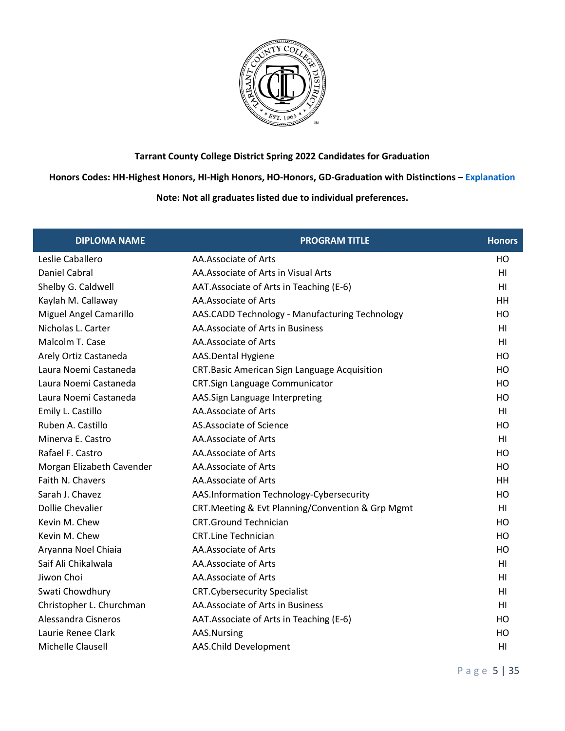**Tarrant County College District Spring 2022 Candidates for Graduation**

**Honors Codes: HH-Highest Honors, HI-High Honors, HO-Honors, GD-Graduation with Distinctions – [Explanation]**

**Note: Not all graduates listed due to individual preferences.**

| DIPLOMA NAME | PROGRAM TITLE | Honors |
|---|---|---|
| Leslie Caballero | AA.Associate of Arts | HO |
| Daniel Cabral | AA.Associate of Arts in Visual Arts | HI |
| Shelby G. Caldwell | AAT.Associate of Arts in Teaching (E-6) | HI |
| Kaylah M. Callaway | AA.Associate of Arts | HH |
| Miguel Angel Camarillo | AAS.CADD Technology - Manufacturing Technology | HO |
| Nicholas L. Carter | AA.Associate of Arts in Business | HI |
| Malcolm T. Case | AA.Associate of Arts | HI |
| Arely Ortiz Castaneda | AAS.Dental Hygiene | HO |
| Laura Noemi Castaneda | CRT.Basic American Sign Language Acquisition | HO |
| Laura Noemi Castaneda | CRT.Sign Language Communicator | HO |
| Laura Noemi Castaneda | AAS.Sign Language Interpreting | HO |
| Emily L. Castillo | AA.Associate of Arts | HI |
| Ruben A. Castillo | AS.Associate of Science | HO |
| Minerva E. Castro | AA.Associate of Arts | HI |
| Rafael F. Castro | AA.Associate of Arts | HO |
| Morgan Elizabeth Cavender | AA.Associate of Arts | HO |
| Faith N. Chavers | AA.Associate of Arts | HH |
| Sarah J. Chavez | AAS.Information Technology-Cybersecurity | HO |
| Dollie Chevalier | CRT.Meeting & Evt Planning/Convention & Grp Mgmt | HI |
| Kevin M. Chew | CRT.Ground Technician | HO |
| Kevin M. Chew | CRT.Line Technician | HO |
| Aryanna Noel Chiaia | AA.Associate of Arts | HO |
| Saif Ali Chikalwala | AA.Associate of Arts | HI |
| Jiwon Choi | AA.Associate of Arts | HI |
| Swati Chowdhury | CRT.Cybersecurity Specialist | HI |
| Christopher L. Churchman | AA.Associate of Arts in Business | HI |
| Alessandra Cisneros | AAT.Associate of Arts in Teaching (E-6) | HO |
| Laurie Renee Clark | AAS.Nursing | HO |
| Michelle Clausell | AAS.Child Development | HI |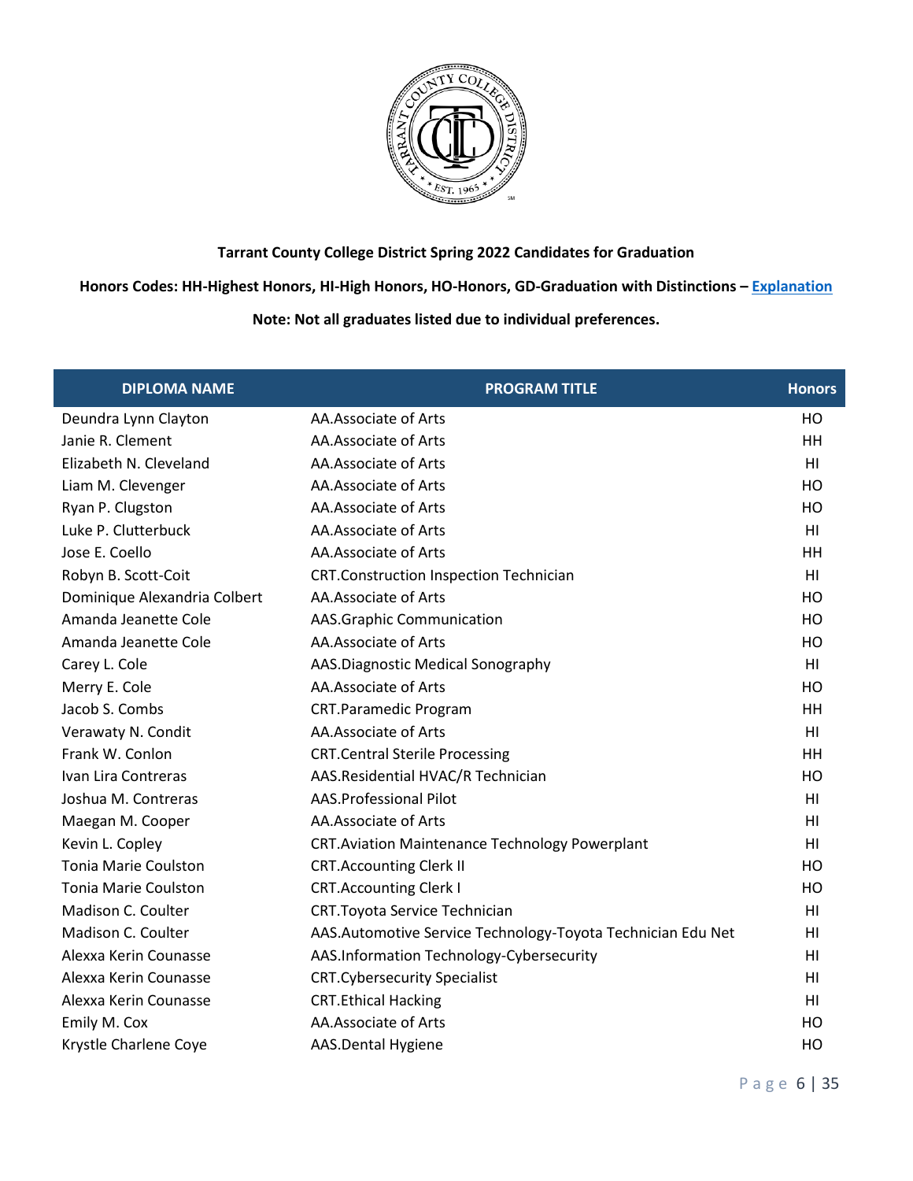**Tarrant County College District Spring 2022 Candidates for Graduation**

**Honors Codes: HH-Highest Honors, HI-High Honors, HO-Honors, GD-Graduation with Distinctions – Explanation**

**Note: Not all graduates listed due to individual preferences.**

| DIPLOMA NAME | PROGRAM TITLE | Honors |
|---|---|---|
| Deundra Lynn Clayton | AA.Associate of Arts | HO |
| Janie R. Clement | AA.Associate of Arts | HH |
| Elizabeth N. Cleveland | AA.Associate of Arts | HI |
| Liam M. Clevenger | AA.Associate of Arts | HO |
| Ryan P. Clugston | AA.Associate of Arts | HO |
| Luke P. Clutterbuck | AA.Associate of Arts | HI |
| Jose E. Coello | AA.Associate of Arts | HH |
| Robyn B. Scott-Coit | CRT.Construction Inspection Technician | HI |
| Dominique Alexandria Colbert | AA.Associate of Arts | HO |
| Amanda Jeanette Cole | AAS.Graphic Communication | HO |
| Amanda Jeanette Cole | AA.Associate of Arts | HO |
| Carey L. Cole | AAS.Diagnostic Medical Sonography | HI |
| Merry E. Cole | AA.Associate of Arts | HO |
| Jacob S. Combs | CRT.Paramedic Program | HH |
| Verawaty N. Condit | AA.Associate of Arts | HI |
| Frank W. Conlon | CRT.Central Sterile Processing | HH |
| Ivan Lira Contreras | AAS.Residential HVAC/R Technician | HO |
| Joshua M. Contreras | AAS.Professional Pilot | HI |
| Maegan M. Cooper | AA.Associate of Arts | HI |
| Kevin L. Copley | CRT.Aviation Maintenance Technology Powerplant | HI |
| Tonia Marie Coulston | CRT.Accounting Clerk II | HO |
| Tonia Marie Coulston | CRT.Accounting Clerk I | HO |
| Madison C. Coulter | CRT.Toyota Service Technician | HI |
| Madison C. Coulter | AAS.Automotive Service Technology-Toyota Technician Edu Net | HI |
| Alexxa Kerin Counasse | AAS.Information Technology-Cybersecurity | HI |
| Alexxa Kerin Counasse | CRT.Cybersecurity Specialist | HI |
| Alexxa Kerin Counasse | CRT.Ethical Hacking | HI |
| Emily M. Cox | AA.Associate of Arts | HO |
| Krystle Charlene Coye | AAS.Dental Hygiene | HO |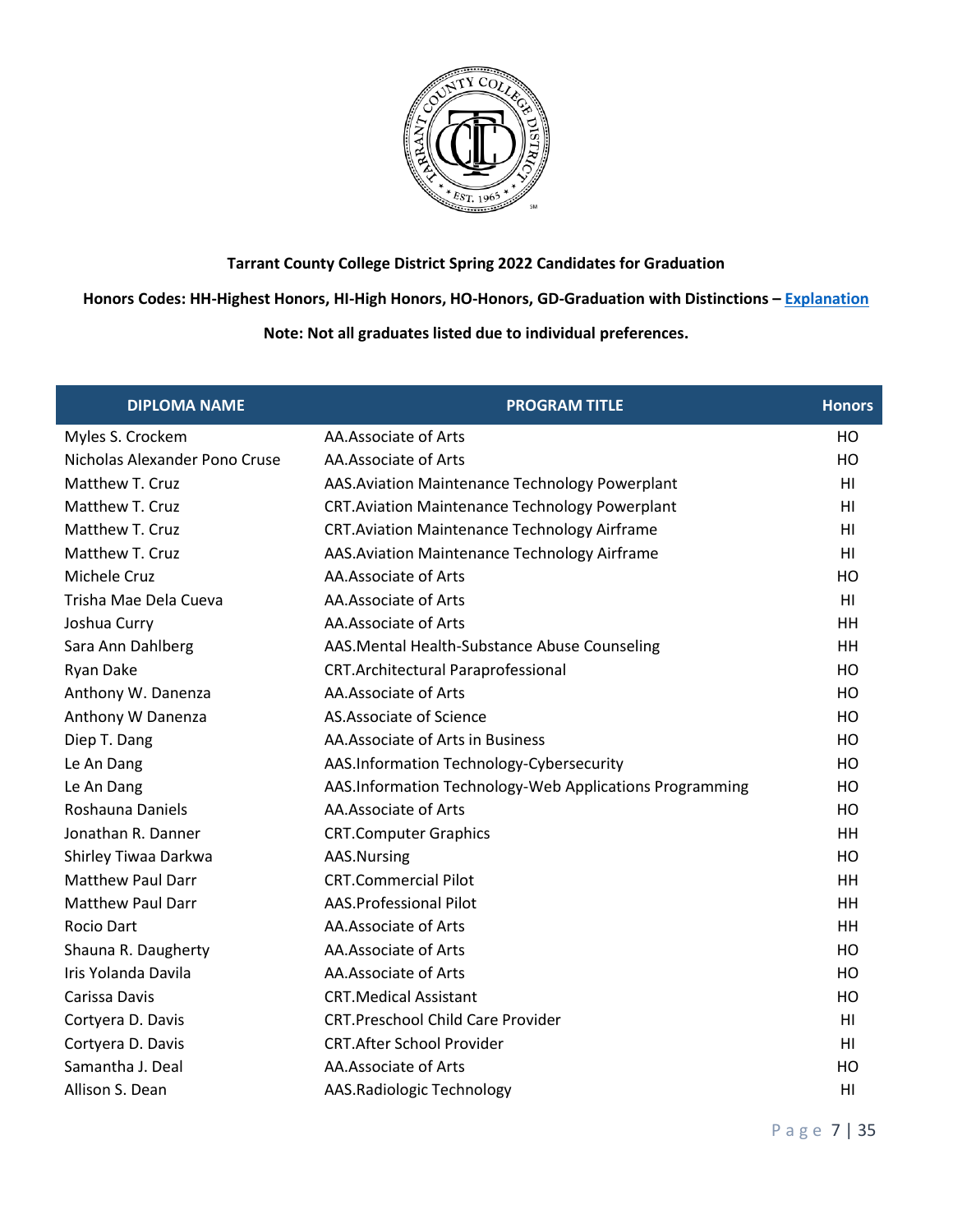**Tarrant County College District Spring 2022 Candidates for Graduation**

**Honors Codes: HH-Highest Honors, HI-High Honors, HO-Honors, GD-Graduation with Distinctions – Explanation**

**Note: Not all graduates listed due to individual preferences.**

| DIPLOMA NAME | PROGRAM TITLE | Honors |
|---|---|---|
| Myles S. Crockem | AA.Associate of Arts | HO |
| Nicholas Alexander Pono Cruse | AA.Associate of Arts | HO |
| Matthew T. Cruz | AAS.Aviation Maintenance Technology Powerplant | HI |
| Matthew T. Cruz | CRT.Aviation Maintenance Technology Powerplant | HI |
| Matthew T. Cruz | CRT.Aviation Maintenance Technology Airframe | HI |
| Matthew T. Cruz | AAS.Aviation Maintenance Technology Airframe | HI |
| Michele Cruz | AA.Associate of Arts | HO |
| Trisha Mae Dela Cueva | AA.Associate of Arts | HI |
| Joshua Curry | AA.Associate of Arts | HH |
| Sara Ann Dahlberg | AAS.Mental Health-Substance Abuse Counseling | HH |
| Ryan Dake | CRT.Architectural Paraprofessional | HO |
| Anthony W. Danenza | AA.Associate of Arts | HO |
| Anthony W Danenza | AS.Associate of Science | HO |
| Diep T. Dang | AA.Associate of Arts in Business | HO |
| Le An Dang | AAS.Information Technology-Cybersecurity | HO |
| Le An Dang | AAS.Information Technology-Web Applications Programming | HO |
| Roshauna Daniels | AA.Associate of Arts | HO |
| Jonathan R. Danner | CRT.Computer Graphics | HH |
| Shirley Tiwaa Darkwa | AAS.Nursing | HO |
| Matthew Paul Darr | CRT.Commercial Pilot | HH |
| Matthew Paul Darr | AAS.Professional Pilot | HH |
| Rocio Dart | AA.Associate of Arts | HH |
| Shauna R. Daugherty | AA.Associate of Arts | HO |
| Iris Yolanda Davila | AA.Associate of Arts | HO |
| Carissa Davis | CRT.Medical Assistant | HO |
| Cortyera D. Davis | CRT.Preschool Child Care Provider | HI |
| Cortyera D. Davis | CRT.After School Provider | HI |
| Samantha J. Deal | AA.Associate of Arts | HO |
| Allison S. Dean | AAS.Radiologic Technology | HI |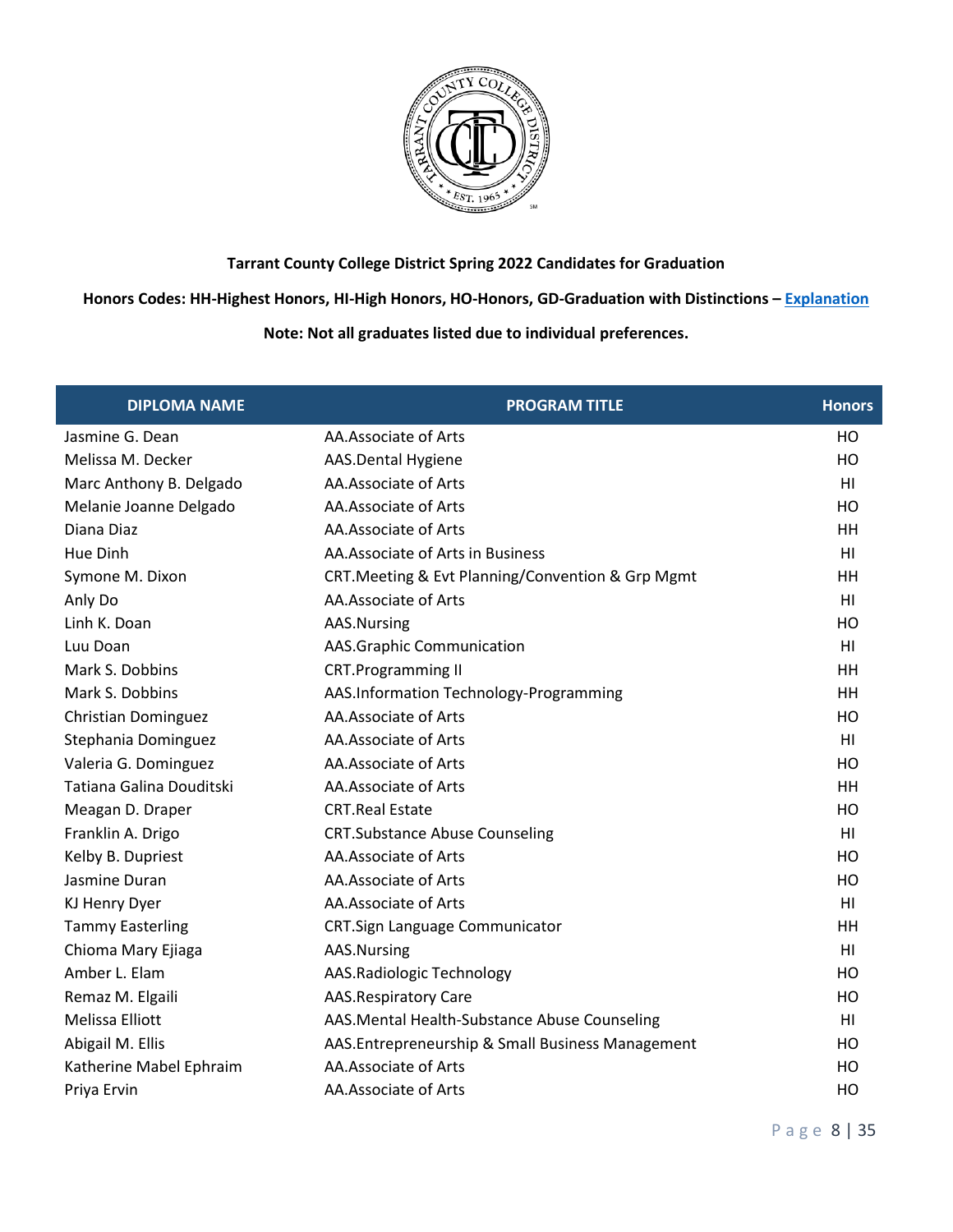**Tarrant County College District Spring 2022 Candidates for Graduation**

**Honors Codes: HH-Highest Honors, HI-High Honors, HO-Honors, GD-Graduation with Distinctions – Explanation**

**Note: Not all graduates listed due to individual preferences.**

| DIPLOMA NAME | PROGRAM TITLE | Honors |
|---|---|---|
| Jasmine G. Dean | AA.Associate of Arts | HO |
| Melissa M. Decker | AAS.Dental Hygiene | HO |
| Marc Anthony B. Delgado | AA.Associate of Arts | HI |
| Melanie Joanne Delgado | AA.Associate of Arts | HO |
| Diana Diaz | AA.Associate of Arts | HH |
| Hue Dinh | AA.Associate of Arts in Business | HI |
| Symone M. Dixon | CRT.Meeting & Evt Planning/Convention & Grp Mgmt | HH |
| Anly Do | AA.Associate of Arts | HI |
| Linh K. Doan | AAS.Nursing | HO |
| Luu Doan | AAS.Graphic Communication | HI |
| Mark S. Dobbins | CRT.Programming II | HH |
| Mark S. Dobbins | AAS.Information Technology-Programming | HH |
| Christian Dominguez | AA.Associate of Arts | HO |
| Stephania Dominguez | AA.Associate of Arts | HI |
| Valeria G. Dominguez | AA.Associate of Arts | HO |
| Tatiana Galina Douditski | AA.Associate of Arts | HH |
| Meagan D. Draper | CRT.Real Estate | HO |
| Franklin A. Drigo | CRT.Substance Abuse Counseling | HI |
| Kelby B. Dupriest | AA.Associate of Arts | HO |
| Jasmine Duran | AA.Associate of Arts | HO |
| KJ Henry Dyer | AA.Associate of Arts | HI |
| Tammy Easterling | CRT.Sign Language Communicator | HH |
| Chioma Mary Ejiaga | AAS.Nursing | HI |
| Amber L. Elam | AAS.Radiologic Technology | HO |
| Remaz M. Elgaili | AAS.Respiratory Care | HO |
| Melissa Elliott | AAS.Mental Health-Substance Abuse Counseling | HI |
| Abigail M. Ellis | AAS.Entrepreneurship & Small Business Management | HO |
| Katherine Mabel Ephraim | AA.Associate of Arts | HO |
| Priya Ervin | AA.Associate of Arts | HO |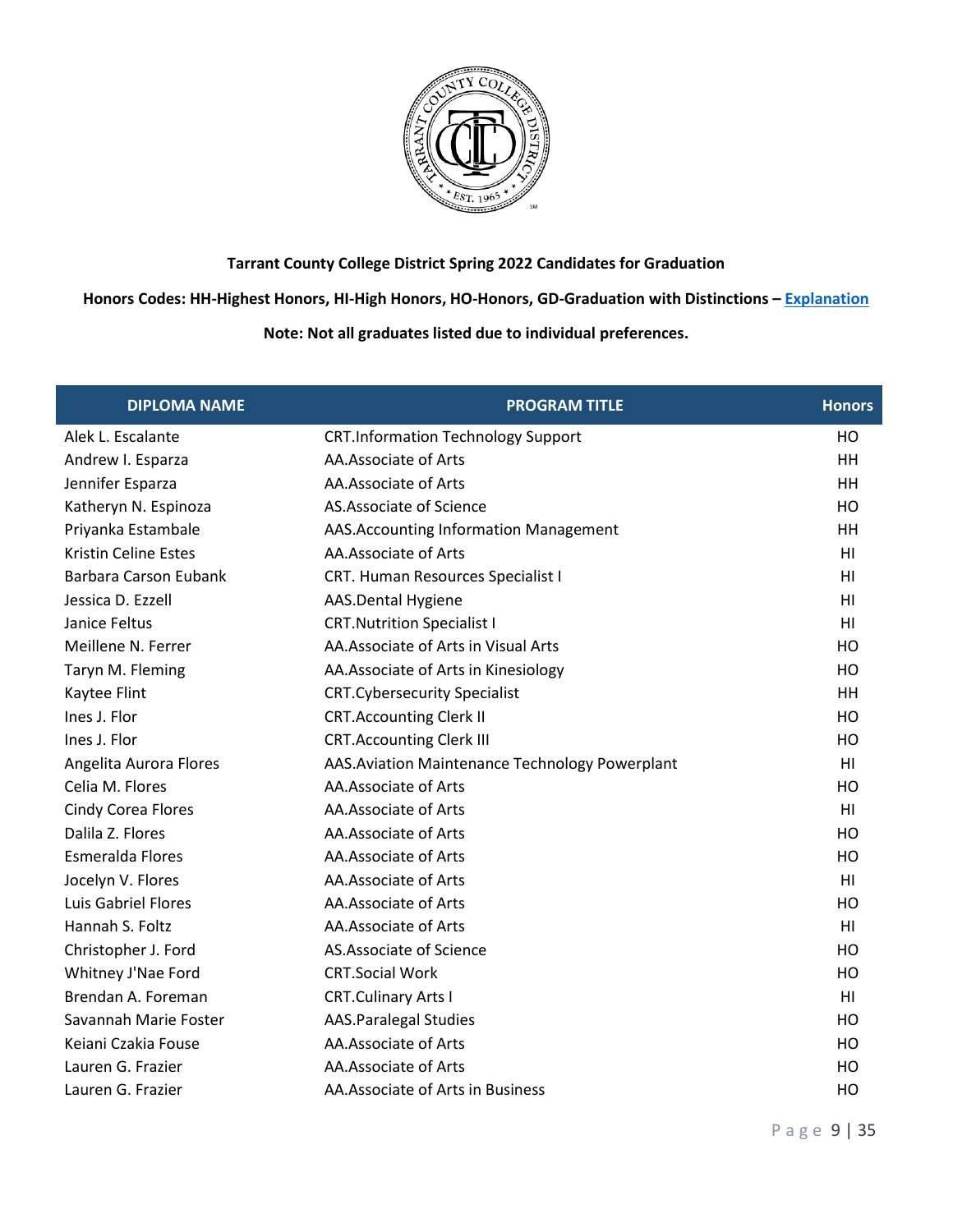**Tarrant County College District Spring 2022 Candidates for Graduation**

**Honors Codes: HH-Highest Honors, HI-High Honors, HO-Honors, GD-Graduation with Distinctions – Explanation**

**Note: Not all graduates listed due to individual preferences.**

| DIPLOMA NAME | PROGRAM TITLE | Honors |
|---|---|---|
| Alek L. Escalante | CRT.Information Technology Support | HO |
| Andrew I. Esparza | AA.Associate of Arts | HH |
| Jennifer Esparza | AA.Associate of Arts | HH |
| Katheryn N. Espinoza | AS.Associate of Science | HO |
| Priyanka Estambale | AAS.Accounting Information Management | HH |
| Kristin Celine Estes | AA.Associate of Arts | HI |
| Barbara Carson Eubank | CRT. Human Resources Specialist I | HI |
| Jessica D. Ezzell | AAS.Dental Hygiene | HI |
| Janice Feltus | CRT.Nutrition Specialist I | HI |
| Meillene N. Ferrer | AA.Associate of Arts in Visual Arts | HO |
| Taryn M. Fleming | AA.Associate of Arts in Kinesiology | HO |
| Kaytee Flint | CRT.Cybersecurity Specialist | HH |
| Ines J. Flor | CRT.Accounting Clerk II | HO |
| Ines J. Flor | CRT.Accounting Clerk III | HO |
| Angelita Aurora Flores | AAS.Aviation Maintenance Technology Powerplant | HI |
| Celia M. Flores | AA.Associate of Arts | HO |
| Cindy Corea Flores | AA.Associate of Arts | HI |
| Dalila Z. Flores | AA.Associate of Arts | HO |
| Esmeralda Flores | AA.Associate of Arts | HO |
| Jocelyn V. Flores | AA.Associate of Arts | HI |
| Luis Gabriel Flores | AA.Associate of Arts | HO |
| Hannah S. Foltz | AA.Associate of Arts | HI |
| Christopher J. Ford | AS.Associate of Science | HO |
| Whitney J'Nae Ford | CRT.Social Work | HO |
| Brendan A. Foreman | CRT.Culinary Arts I | HI |
| Savannah Marie Foster | AAS.Paralegal Studies | HO |
| Keiani Czakia Fouse | AA.Associate of Arts | HO |
| Lauren G. Frazier | AA.Associate of Arts | HO |
| Lauren G. Frazier | AA.Associate of Arts in Business | HO |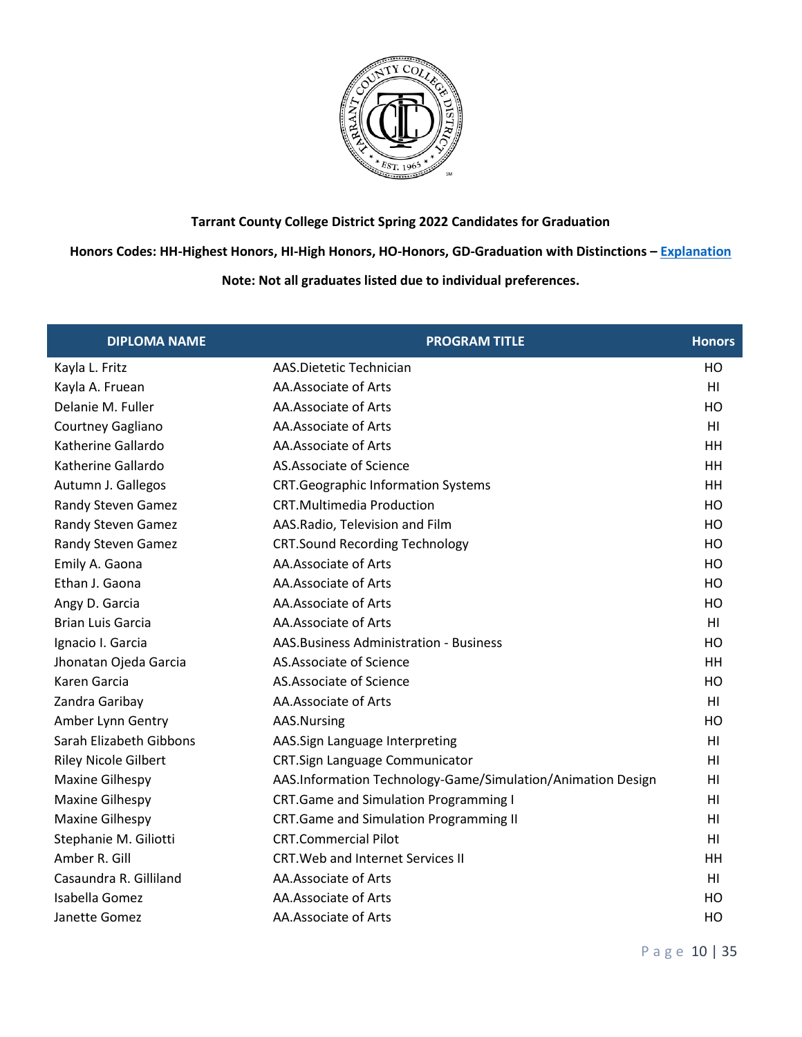**Tarrant County College District Spring 2022 Candidates for Graduation**

**Honors Codes: HH-Highest Honors, HI-High Honors, HO-Honors, GD-Graduation with Distinctions – Explanation**

**Note: Not all graduates listed due to individual preferences.**

| DIPLOMA NAME | PROGRAM TITLE | Honors |
|---|---|---|
| Kayla L. Fritz | AAS.Dietetic Technician | HO |
| Kayla A. Fruean | AA.Associate of Arts | HI |
| Delanie M. Fuller | AA.Associate of Arts | HO |
| Courtney Gagliano | AA.Associate of Arts | HI |
| Katherine Gallardo | AA.Associate of Arts | HH |
| Katherine Gallardo | AS.Associate of Science | HH |
| Autumn J. Gallegos | CRT.Geographic Information Systems | HH |
| Randy Steven Gamez | CRT.Multimedia Production | HO |
| Randy Steven Gamez | AAS.Radio, Television and Film | HO |
| Randy Steven Gamez | CRT.Sound Recording Technology | HO |
| Emily A. Gaona | AA.Associate of Arts | HO |
| Ethan J. Gaona | AA.Associate of Arts | HO |
| Angy D. Garcia | AA.Associate of Arts | HO |
| Brian Luis Garcia | AA.Associate of Arts | HI |
| Ignacio I. Garcia | AAS.Business Administration - Business | HO |
| Jhonatan Ojeda Garcia | AS.Associate of Science | HH |
| Karen Garcia | AS.Associate of Science | HO |
| Zandra Garibay | AA.Associate of Arts | HI |
| Amber Lynn Gentry | AAS.Nursing | HO |
| Sarah Elizabeth Gibbons | AAS.Sign Language Interpreting | HI |
| Riley Nicole Gilbert | CRT.Sign Language Communicator | HI |
| Maxine Gilhespy | AAS.Information Technology-Game/Simulation/Animation Design | HI |
| Maxine Gilhespy | CRT.Game and Simulation Programming I | HI |
| Maxine Gilhespy | CRT.Game and Simulation Programming II | HI |
| Stephanie M. Giliotti | CRT.Commercial Pilot | HI |
| Amber R. Gill | CRT.Web and Internet Services II | HH |
| Casaundra R. Gilliland | AA.Associate of Arts | HI |
| Isabella Gomez | AA.Associate of Arts | HO |
| Janette Gomez | AA.Associate of Arts | HO |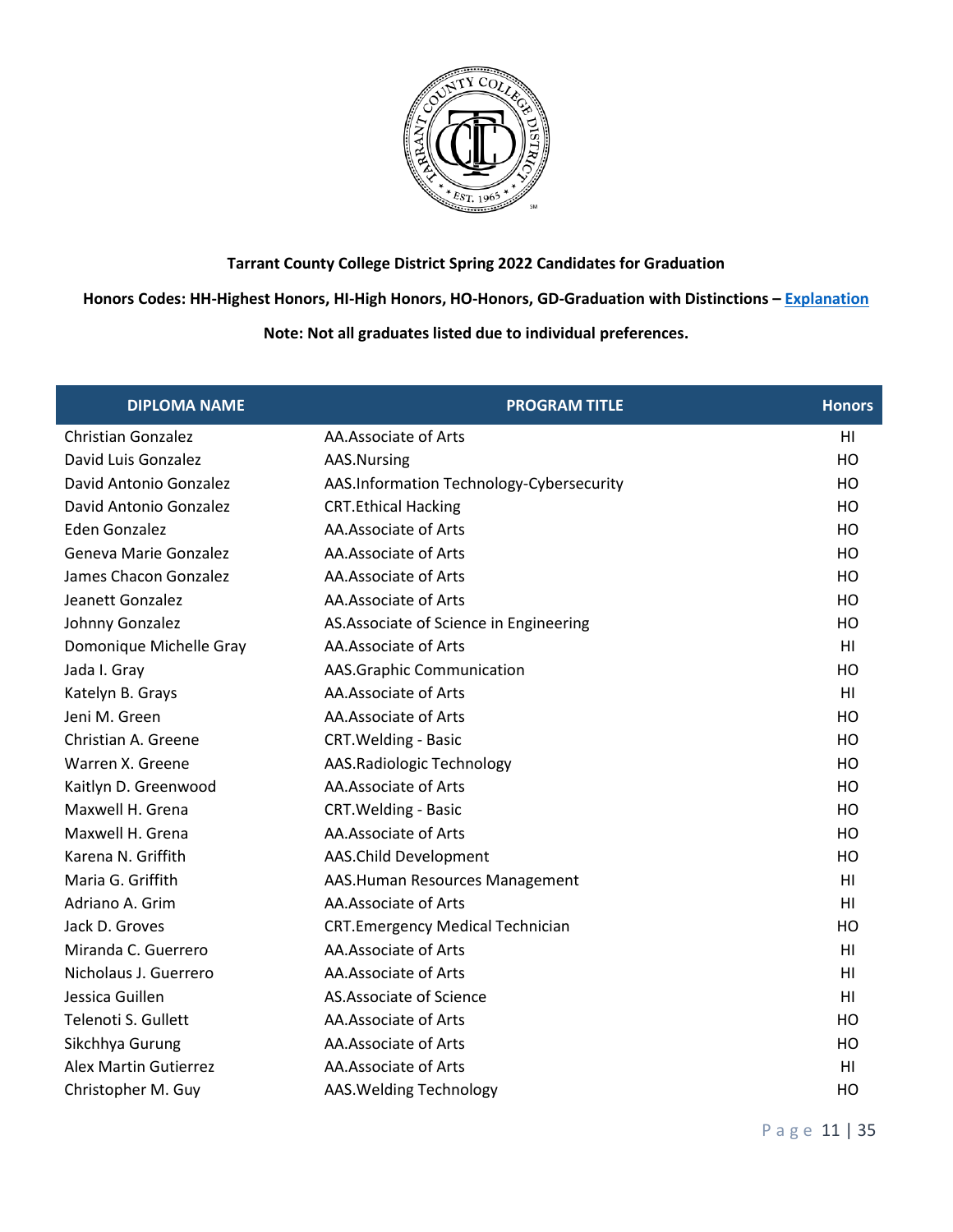**Tarrant County College District Spring 2022 Candidates for Graduation**

**Honors Codes: HH-Highest Honors, HI-High Honors, HO-Honors, GD-Graduation with Distinctions – Explanation**

**Note: Not all graduates listed due to individual preferences.**

| DIPLOMA NAME | PROGRAM TITLE | Honors |
|---|---|---|
| Christian Gonzalez | AA.Associate of Arts | HI |
| David Luis Gonzalez | AAS.Nursing | HO |
| David Antonio Gonzalez | AAS.Information Technology-Cybersecurity | HO |
| David Antonio Gonzalez | CRT.Ethical Hacking | HO |
| Eden Gonzalez | AA.Associate of Arts | HO |
| Geneva Marie Gonzalez | AA.Associate of Arts | HO |
| James Chacon Gonzalez | AA.Associate of Arts | HO |
| Jeanett Gonzalez | AA.Associate of Arts | HO |
| Johnny Gonzalez | AS.Associate of Science in Engineering | HO |
| Domonique Michelle Gray | AA.Associate of Arts | HI |
| Jada I. Gray | AAS.Graphic Communication | HO |
| Katelyn B. Grays | AA.Associate of Arts | HI |
| Jeni M. Green | AA.Associate of Arts | HO |
| Christian A. Greene | CRT.Welding - Basic | HO |
| Warren X. Greene | AAS.Radiologic Technology | HO |
| Kaitlyn D. Greenwood | AA.Associate of Arts | HO |
| Maxwell H. Grena | CRT.Welding - Basic | HO |
| Maxwell H. Grena | AA.Associate of Arts | HO |
| Karena N. Griffith | AAS.Child Development | HO |
| Maria G. Griffith | AAS.Human Resources Management | HI |
| Adriano A. Grim | AA.Associate of Arts | HI |
| Jack D. Groves | CRT.Emergency Medical Technician | HO |
| Miranda C. Guerrero | AA.Associate of Arts | HI |
| Nicholaus J. Guerrero | AA.Associate of Arts | HI |
| Jessica Guillen | AS.Associate of Science | HI |
| Telenoti S. Gullett | AA.Associate of Arts | HO |
| Sikchhya Gurung | AA.Associate of Arts | HO |
| Alex Martin Gutierrez | AA.Associate of Arts | HI |
| Christopher M. Guy | AAS.Welding Technology | HO |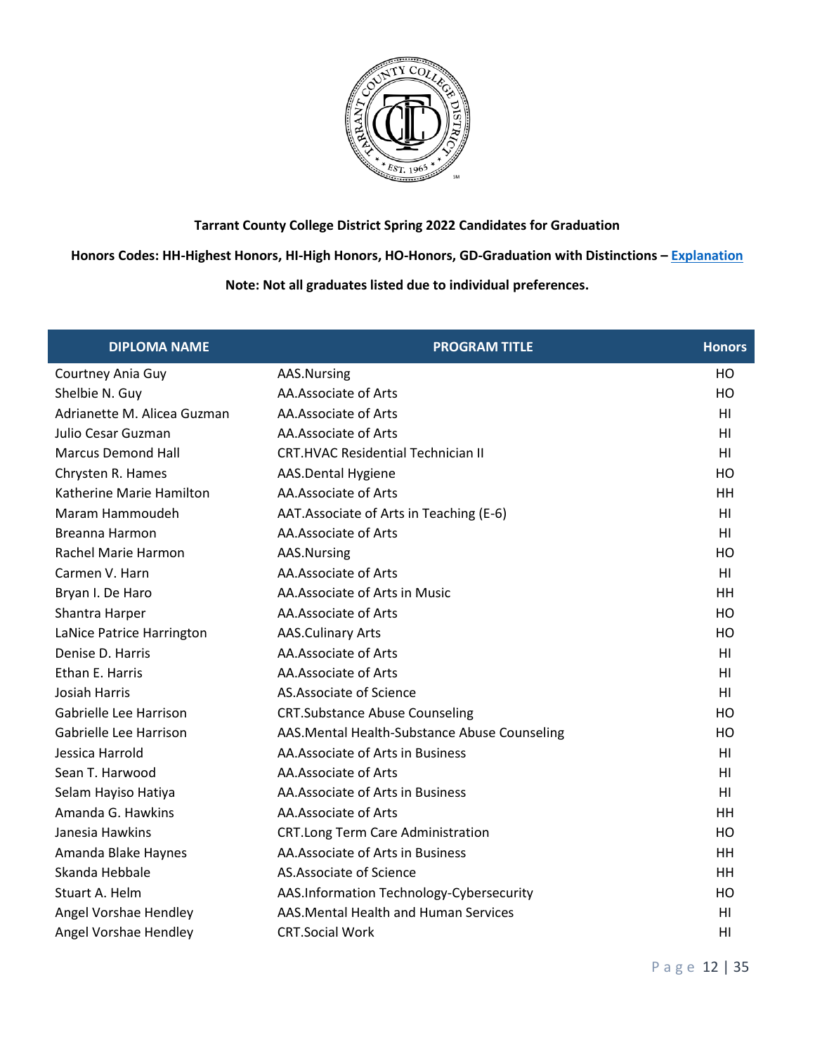**Tarrant County College District Spring 2022 Candidates for Graduation**

**Honors Codes: HH-Highest Honors, HI-High Honors, HO-Honors, GD-Graduation with Distinctions – Explanation**

**Note: Not all graduates listed due to individual preferences.**

| DIPLOMA NAME | PROGRAM TITLE | Honors |
|---|---|---|
| Courtney Ania Guy | AAS.Nursing | HO |
| Shelbie N. Guy | AA.Associate of Arts | HO |
| Adrianette M. Alicea Guzman | AA.Associate of Arts | HI |
| Julio Cesar Guzman | AA.Associate of Arts | HI |
| Marcus Demond Hall | CRT.HVAC Residential Technician II | HI |
| Chrysten R. Hames | AAS.Dental Hygiene | HO |
| Katherine Marie Hamilton | AA.Associate of Arts | HH |
| Maram Hammoudeh | AAT.Associate of Arts in Teaching (E-6) | HI |
| Breanna Harmon | AA.Associate of Arts | HI |
| Rachel Marie Harmon | AAS.Nursing | HO |
| Carmen V. Harn | AA.Associate of Arts | HI |
| Bryan I. De Haro | AA.Associate of Arts in Music | HH |
| Shantra Harper | AA.Associate of Arts | HO |
| LaNice Patrice Harrington | AAS.Culinary Arts | HO |
| Denise D. Harris | AA.Associate of Arts | HI |
| Ethan E. Harris | AA.Associate of Arts | HI |
| Josiah Harris | AS.Associate of Science | HI |
| Gabrielle Lee Harrison | CRT.Substance Abuse Counseling | HO |
| Gabrielle Lee Harrison | AAS.Mental Health-Substance Abuse Counseling | HO |
| Jessica Harrold | AA.Associate of Arts in Business | HI |
| Sean T. Harwood | AA.Associate of Arts | HI |
| Selam Hayiso Hatiya | AA.Associate of Arts in Business | HI |
| Amanda G. Hawkins | AA.Associate of Arts | HH |
| Janesia Hawkins | CRT.Long Term Care Administration | HO |
| Amanda Blake Haynes | AA.Associate of Arts in Business | HH |
| Skanda Hebbale | AS.Associate of Science | HH |
| Stuart A. Helm | AAS.Information Technology-Cybersecurity | HO |
| Angel Vorshae Hendley | AAS.Mental Health and Human Services | HI |
| Angel Vorshae Hendley | CRT.Social Work | HI |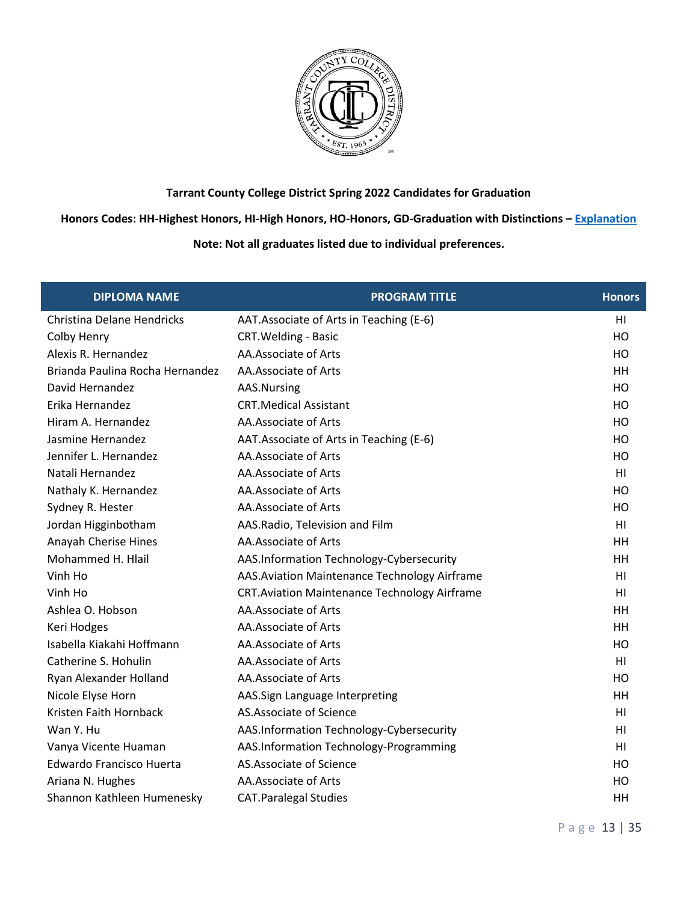**Tarrant County College District Spring 2022 Candidates for Graduation**

**Honors Codes: HH-Highest Honors, HI-High Honors, HO-Honors, GD-Graduation with Distinctions – Explanation**

**Note: Not all graduates listed due to individual preferences.**

| DIPLOMA NAME | PROGRAM TITLE | Honors |
|---|---|---|
| Christina Delane Hendricks | AAT.Associate of Arts in Teaching (E-6) | HI |
| Colby Henry | CRT.Welding - Basic | HO |
| Alexis R. Hernandez | AA.Associate of Arts | HO |
| Brianda Paulina Rocha Hernandez | AA.Associate of Arts | HH |
| David Hernandez | AAS.Nursing | HO |
| Erika Hernandez | CRT.Medical Assistant | HO |
| Hiram A. Hernandez | AA.Associate of Arts | HO |
| Jasmine Hernandez | AAT.Associate of Arts in Teaching (E-6) | HO |
| Jennifer L. Hernandez | AA.Associate of Arts | HO |
| Natali Hernandez | AA.Associate of Arts | HI |
| Nathaly K. Hernandez | AA.Associate of Arts | HO |
| Sydney R. Hester | AA.Associate of Arts | HO |
| Jordan Higginbotham | AAS.Radio, Television and Film | HI |
| Anayah Cherise Hines | AA.Associate of Arts | HH |
| Mohammed H. Hlail | AAS.Information Technology-Cybersecurity | HH |
| Vinh Ho | AAS.Aviation Maintenance Technology Airframe | HI |
| Vinh Ho | CRT.Aviation Maintenance Technology Airframe | HI |
| Ashlea O. Hobson | AA.Associate of Arts | HH |
| Keri Hodges | AA.Associate of Arts | HH |
| Isabella Kiakahi Hoffmann | AA.Associate of Arts | HO |
| Catherine S. Hohulin | AA.Associate of Arts | HI |
| Ryan Alexander Holland | AA.Associate of Arts | HO |
| Nicole Elyse Horn | AAS.Sign Language Interpreting | HH |
| Kristen Faith Hornback | AS.Associate of Science | HI |
| Wan Y. Hu | AAS.Information Technology-Cybersecurity | HI |
| Vanya Vicente Huaman | AAS.Information Technology-Programming | HI |
| Edwardo Francisco Huerta | AS.Associate of Science | HO |
| Ariana N. Hughes | AA.Associate of Arts | HO |
| Shannon Kathleen Humenesky | CAT.Paralegal Studies | HH |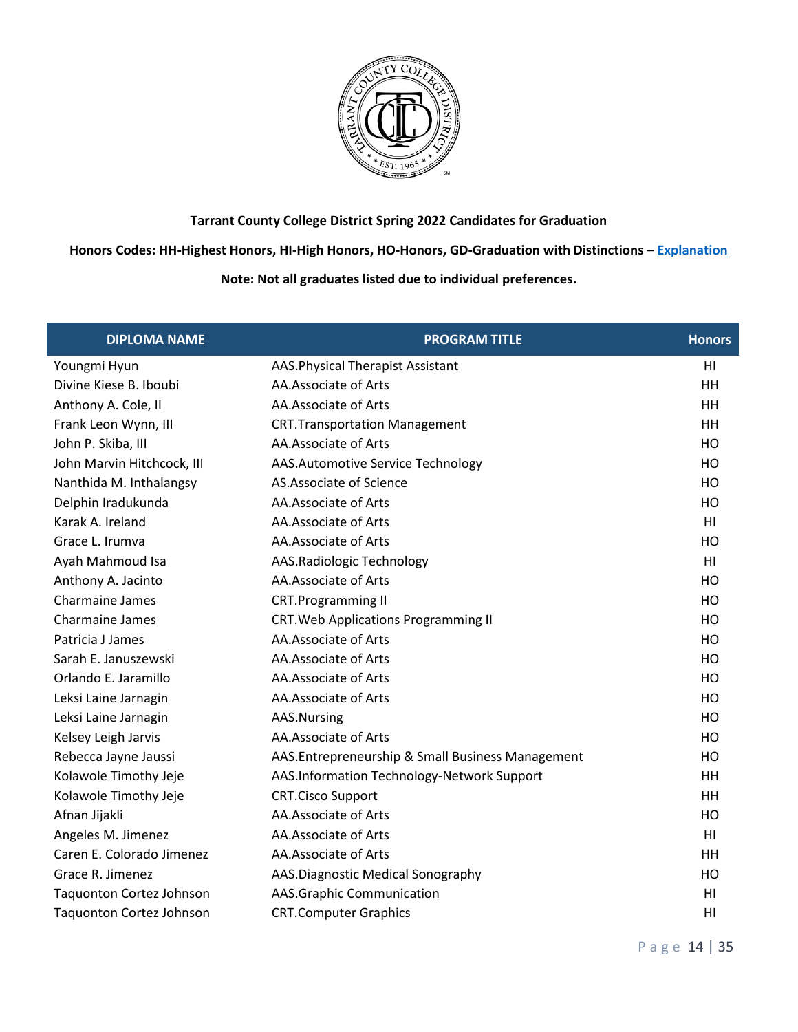**Tarrant County College District Spring 2022 Candidates for Graduation**

**Honors Codes: HH-Highest Honors, HI-High Honors, HO-Honors, GD-Graduation with Distinctions – Explanation**

**Note: Not all graduates listed due to individual preferences.**

| DIPLOMA NAME | PROGRAM TITLE | Honors |
|---|---|---|
| Youngmi Hyun | AAS.Physical Therapist Assistant | HI |
| Divine Kiese B. Iboubi | AA.Associate of Arts | HH |
| Anthony A. Cole, II | AA.Associate of Arts | HH |
| Frank Leon Wynn, III | CRT.Transportation Management | HH |
| John P. Skiba, III | AA.Associate of Arts | HO |
| John Marvin Hitchcock, III | AAS.Automotive Service Technology | HO |
| Nanthida M. Inthalangsy | AS.Associate of Science | HO |
| Delphin Iradukunda | AA.Associate of Arts | HO |
| Karak A. Ireland | AA.Associate of Arts | HI |
| Grace L. Irumva | AA.Associate of Arts | HO |
| Ayah Mahmoud Isa | AAS.Radiologic Technology | HI |
| Anthony A. Jacinto | AA.Associate of Arts | HO |
| Charmaine James | CRT.Programming II | HO |
| Charmaine James | CRT.Web Applications Programming II | HO |
| Patricia J James | AA.Associate of Arts | HO |
| Sarah E. Januszewski | AA.Associate of Arts | HO |
| Orlando E. Jaramillo | AA.Associate of Arts | HO |
| Leksi Laine Jarnagin | AA.Associate of Arts | HO |
| Leksi Laine Jarnagin | AAS.Nursing | HO |
| Kelsey Leigh Jarvis | AA.Associate of Arts | HO |
| Rebecca Jayne Jaussi | AAS.Entrepreneurship & Small Business Management | HO |
| Kolawole Timothy Jeje | AAS.Information Technology-Network Support | HH |
| Kolawole Timothy Jeje | CRT.Cisco Support | HH |
| Afnan Jijakli | AA.Associate of Arts | HO |
| Angeles M. Jimenez | AA.Associate of Arts | HI |
| Caren E. Colorado Jimenez | AA.Associate of Arts | HH |
| Grace R. Jimenez | AAS.Diagnostic Medical Sonography | HO |
| Taquonton Cortez Johnson | AAS.Graphic Communication | HI |
| Taquonton Cortez Johnson | CRT.Computer Graphics | HI |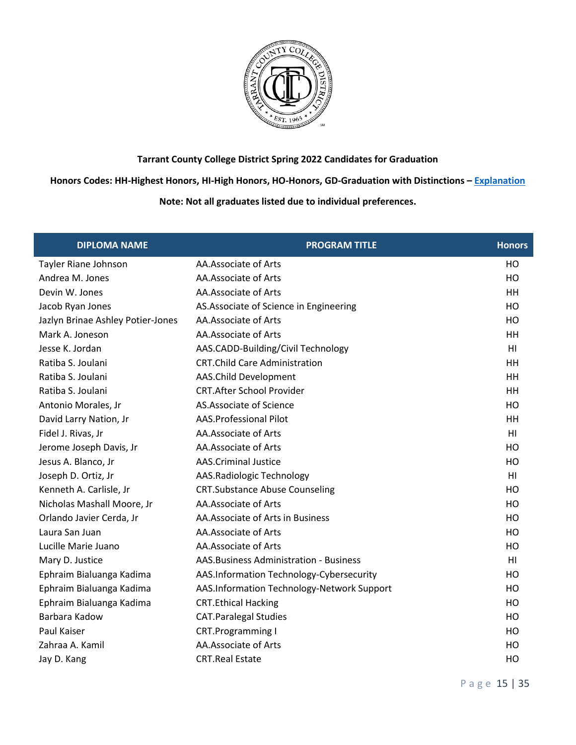**Tarrant County College District Spring 2022 Candidates for Graduation**

**Honors Codes: HH-Highest Honors, HI-High Honors, HO-Honors, GD-Graduation with Distinctions – Explanation**

**Note: Not all graduates listed due to individual preferences.**

| DIPLOMA NAME | PROGRAM TITLE | Honors |
|---|---|---|
| Tayler Riane Johnson | AA.Associate of Arts | HO |
| Andrea M. Jones | AA.Associate of Arts | HO |
| Devin W. Jones | AA.Associate of Arts | HH |
| Jacob Ryan Jones | AS.Associate of Science in Engineering | HO |
| Jazlyn Brinae Ashley Potier-Jones | AA.Associate of Arts | HO |
| Mark A. Joneson | AA.Associate of Arts | HH |
| Jesse K. Jordan | AAS.CADD-Building/Civil Technology | HI |
| Ratiba S. Joulani | CRT.Child Care Administration | HH |
| Ratiba S. Joulani | AAS.Child Development | HH |
| Ratiba S. Joulani | CRT.After School Provider | HH |
| Antonio Morales, Jr | AS.Associate of Science | HO |
| David Larry Nation, Jr | AAS.Professional Pilot | HH |
| Fidel J. Rivas, Jr | AA.Associate of Arts | HI |
| Jerome Joseph Davis, Jr | AA.Associate of Arts | HO |
| Jesus A. Blanco, Jr | AAS.Criminal Justice | HO |
| Joseph D. Ortiz, Jr | AAS.Radiologic Technology | HI |
| Kenneth A. Carlisle, Jr | CRT.Substance Abuse Counseling | HO |
| Nicholas Mashall Moore, Jr | AA.Associate of Arts | HO |
| Orlando Javier Cerda, Jr | AA.Associate of Arts in Business | HO |
| Laura San Juan | AA.Associate of Arts | HO |
| Lucille Marie Juano | AA.Associate of Arts | HO |
| Mary D. Justice | AAS.Business Administration - Business | HI |
| Ephraim Bialuanga Kadima | AAS.Information Technology-Cybersecurity | HO |
| Ephraim Bialuanga Kadima | AAS.Information Technology-Network Support | HO |
| Ephraim Bialuanga Kadima | CRT.Ethical Hacking | HO |
| Barbara Kadow | CAT.Paralegal Studies | HO |
| Paul Kaiser | CRT.Programming I | HO |
| Zahraa A. Kamil | AA.Associate of Arts | HO |
| Jay D. Kang | CRT.Real Estate | HO |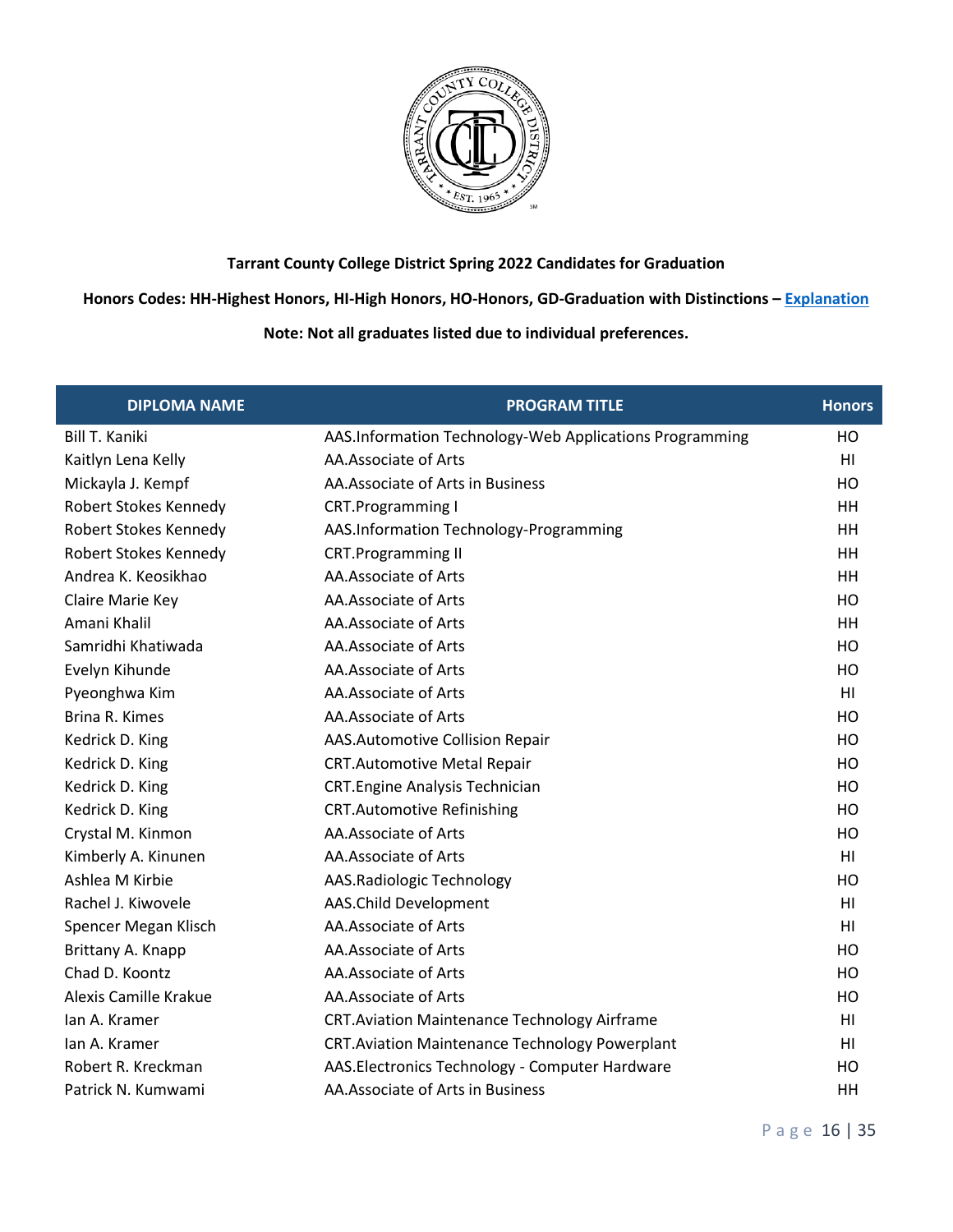**Tarrant County College District Spring 2022 Candidates for Graduation**

**Honors Codes: HH-Highest Honors, HI-High Honors, HO-Honors, GD-Graduation with Distinctions – Explanation**

**Note: Not all graduates listed due to individual preferences.**

| DIPLOMA NAME | PROGRAM TITLE | Honors |
|---|---|---|
| Bill T. Kaniki | AAS.Information Technology-Web Applications Programming | HO |
| Kaitlyn Lena Kelly | AA.Associate of Arts | HI |
| Mickayla J. Kempf | AA.Associate of Arts in Business | HO |
| Robert Stokes Kennedy | CRT.Programming I | HH |
| Robert Stokes Kennedy | AAS.Information Technology-Programming | HH |
| Robert Stokes Kennedy | CRT.Programming II | HH |
| Andrea K. Keosikhao | AA.Associate of Arts | HH |
| Claire Marie Key | AA.Associate of Arts | HO |
| Amani Khalil | AA.Associate of Arts | HH |
| Samridhi Khatiwada | AA.Associate of Arts | HO |
| Evelyn Kihunde | AA.Associate of Arts | HO |
| Pyeonghwa Kim | AA.Associate of Arts | HI |
| Brina R. Kimes | AA.Associate of Arts | HO |
| Kedrick D. King | AAS.Automotive Collision Repair | HO |
| Kedrick D. King | CRT.Automotive Metal Repair | HO |
| Kedrick D. King | CRT.Engine Analysis Technician | HO |
| Kedrick D. King | CRT.Automotive Refinishing | HO |
| Crystal M. Kinmon | AA.Associate of Arts | HO |
| Kimberly A. Kinunen | AA.Associate of Arts | HI |
| Ashlea M Kirbie | AAS.Radiologic Technology | HO |
| Rachel J. Kiwovele | AAS.Child Development | HI |
| Spencer Megan Klisch | AA.Associate of Arts | HI |
| Brittany A. Knapp | AA.Associate of Arts | HO |
| Chad D. Koontz | AA.Associate of Arts | HO |
| Alexis Camille Krakue | AA.Associate of Arts | HO |
| Ian A. Kramer | CRT.Aviation Maintenance Technology Airframe | HI |
| Ian A. Kramer | CRT.Aviation Maintenance Technology Powerplant | HI |
| Robert R. Kreckman | AAS.Electronics Technology - Computer Hardware | HO |
| Patrick N. Kumwami | AA.Associate of Arts in Business | HH |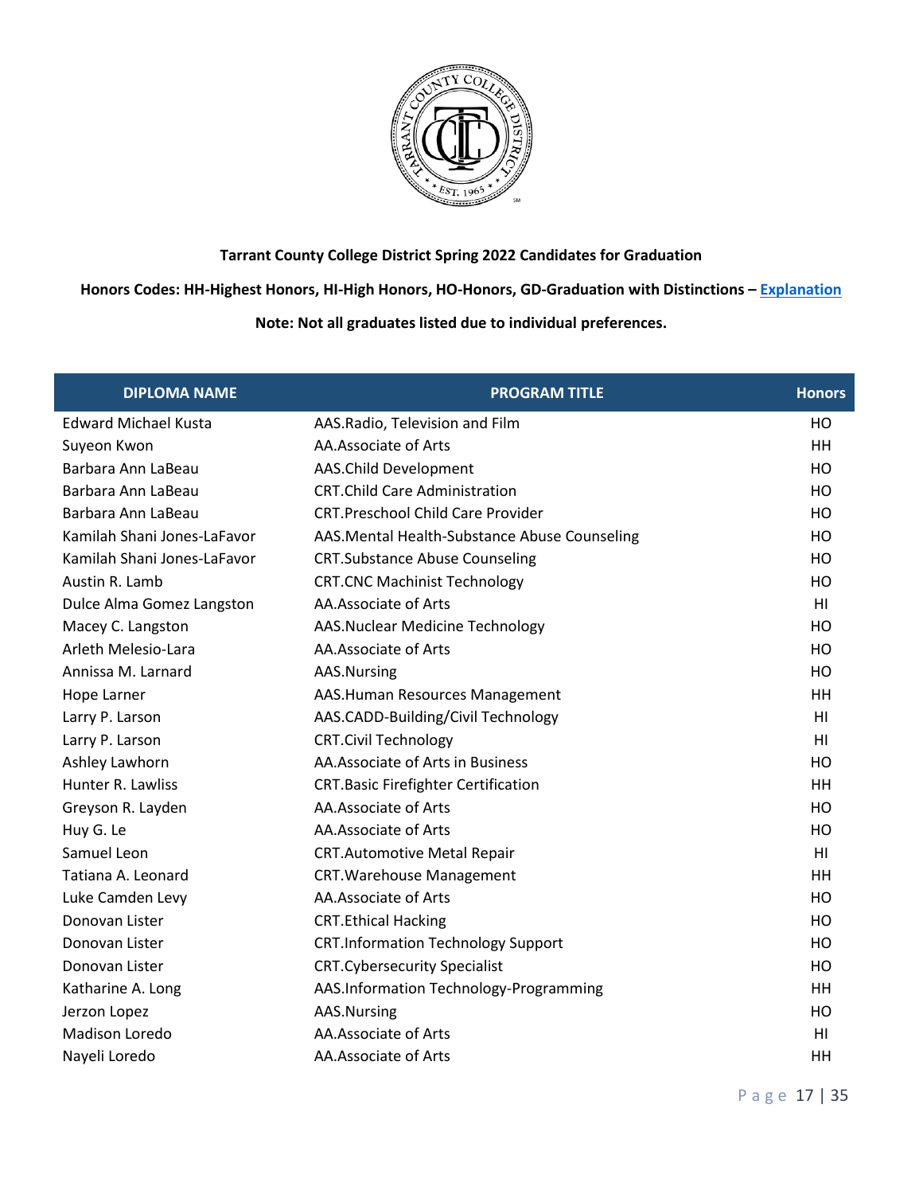**Tarrant County College District Spring 2022 Candidates for Graduation**

**Honors Codes: HH-Highest Honors, HI-High Honors, HO-Honors, GD-Graduation with Distinctions – Explanation**

**Note: Not all graduates listed due to individual preferences.**

| DIPLOMA NAME | PROGRAM TITLE | Honors |
|---|---|---|
| Edward Michael Kusta | AAS.Radio, Television and Film | HO |
| Suyeon Kwon | AA.Associate of Arts | HH |
| Barbara Ann LaBeau | AAS.Child Development | HO |
| Barbara Ann LaBeau | CRT.Child Care Administration | HO |
| Barbara Ann LaBeau | CRT.Preschool Child Care Provider | HO |
| Kamilah Shani Jones-LaFavor | AAS.Mental Health-Substance Abuse Counseling | HO |
| Kamilah Shani Jones-LaFavor | CRT.Substance Abuse Counseling | HO |
| Austin R. Lamb | CRT.CNC Machinist Technology | HO |
| Dulce Alma Gomez Langston | AA.Associate of Arts | HI |
| Macey C. Langston | AAS.Nuclear Medicine Technology | HO |
| Arleth Melesio-Lara | AA.Associate of Arts | HO |
| Annissa M. Larnard | AAS.Nursing | HO |
| Hope Larner | AAS.Human Resources Management | HH |
| Larry P. Larson | AAS.CADD-Building/Civil Technology | HI |
| Larry P. Larson | CRT.Civil Technology | HI |
| Ashley Lawhorn | AA.Associate of Arts in Business | HO |
| Hunter R. Lawliss | CRT.Basic Firefighter Certification | HH |
| Greyson R. Layden | AA.Associate of Arts | HO |
| Huy G. Le | AA.Associate of Arts | HO |
| Samuel Leon | CRT.Automotive Metal Repair | HI |
| Tatiana A. Leonard | CRT.Warehouse Management | HH |
| Luke Camden Levy | AA.Associate of Arts | HO |
| Donovan Lister | CRT.Ethical Hacking | HO |
| Donovan Lister | CRT.Information Technology Support | HO |
| Donovan Lister | CRT.Cybersecurity Specialist | HO |
| Katharine A. Long | AAS.Information Technology-Programming | HH |
| Jerzon Lopez | AAS.Nursing | HO |
| Madison Loredo | AA.Associate of Arts | HI |
| Nayeli Loredo | AA.Associate of Arts | HH |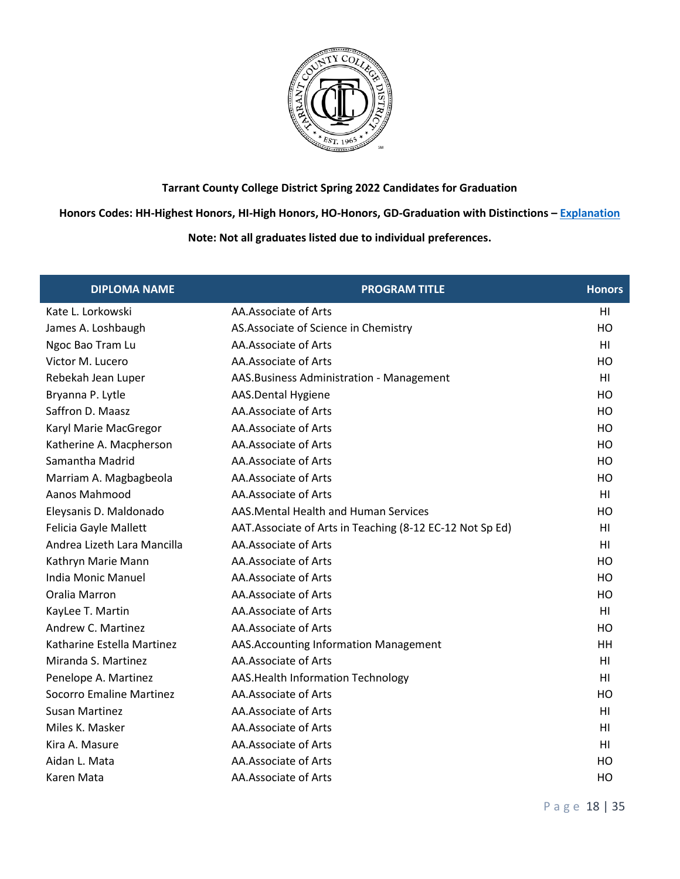**Tarrant County College District Spring 2022 Candidates for Graduation**

**Honors Codes: HH-Highest Honors, HI-High Honors, HO-Honors, GD-Graduation with Distinctions – Explanation**

**Note: Not all graduates listed due to individual preferences.**

| DIPLOMA NAME | PROGRAM TITLE | Honors |
|---|---|---|
| Kate L. Lorkowski | AA.Associate of Arts | HI |
| James A. Loshbaugh | AS.Associate of Science in Chemistry | HO |
| Ngoc Bao Tram Lu | AA.Associate of Arts | HI |
| Victor M. Lucero | AA.Associate of Arts | HO |
| Rebekah Jean Luper | AAS.Business Administration - Management | HI |
| Bryanna P. Lytle | AAS.Dental Hygiene | HO |
| Saffron D. Maasz | AA.Associate of Arts | HO |
| Karyl Marie MacGregor | AA.Associate of Arts | HO |
| Katherine A. Macpherson | AA.Associate of Arts | HO |
| Samantha Madrid | AA.Associate of Arts | HO |
| Marriam A. Magbagbeola | AA.Associate of Arts | HO |
| Aanos Mahmood | AA.Associate of Arts | HI |
| Eleysanis D. Maldonado | AAS.Mental Health and Human Services | HO |
| Felicia Gayle Mallett | AAT.Associate of Arts in Teaching (8-12 EC-12 Not Sp Ed) | HI |
| Andrea Lizeth Lara Mancilla | AA.Associate of Arts | HI |
| Kathryn Marie Mann | AA.Associate of Arts | HO |
| India Monic Manuel | AA.Associate of Arts | HO |
| Oralia Marron | AA.Associate of Arts | HO |
| KayLee T. Martin | AA.Associate of Arts | HI |
| Andrew C. Martinez | AA.Associate of Arts | HO |
| Katharine Estella Martinez | AAS.Accounting Information Management | HH |
| Miranda S. Martinez | AA.Associate of Arts | HI |
| Penelope A. Martinez | AAS.Health Information Technology | HI |
| Socorro Emaline Martinez | AA.Associate of Arts | HO |
| Susan Martinez | AA.Associate of Arts | HI |
| Miles K. Masker | AA.Associate of Arts | HI |
| Kira A. Masure | AA.Associate of Arts | HI |
| Aidan L. Mata | AA.Associate of Arts | HO |
| Karen Mata | AA.Associate of Arts | HO |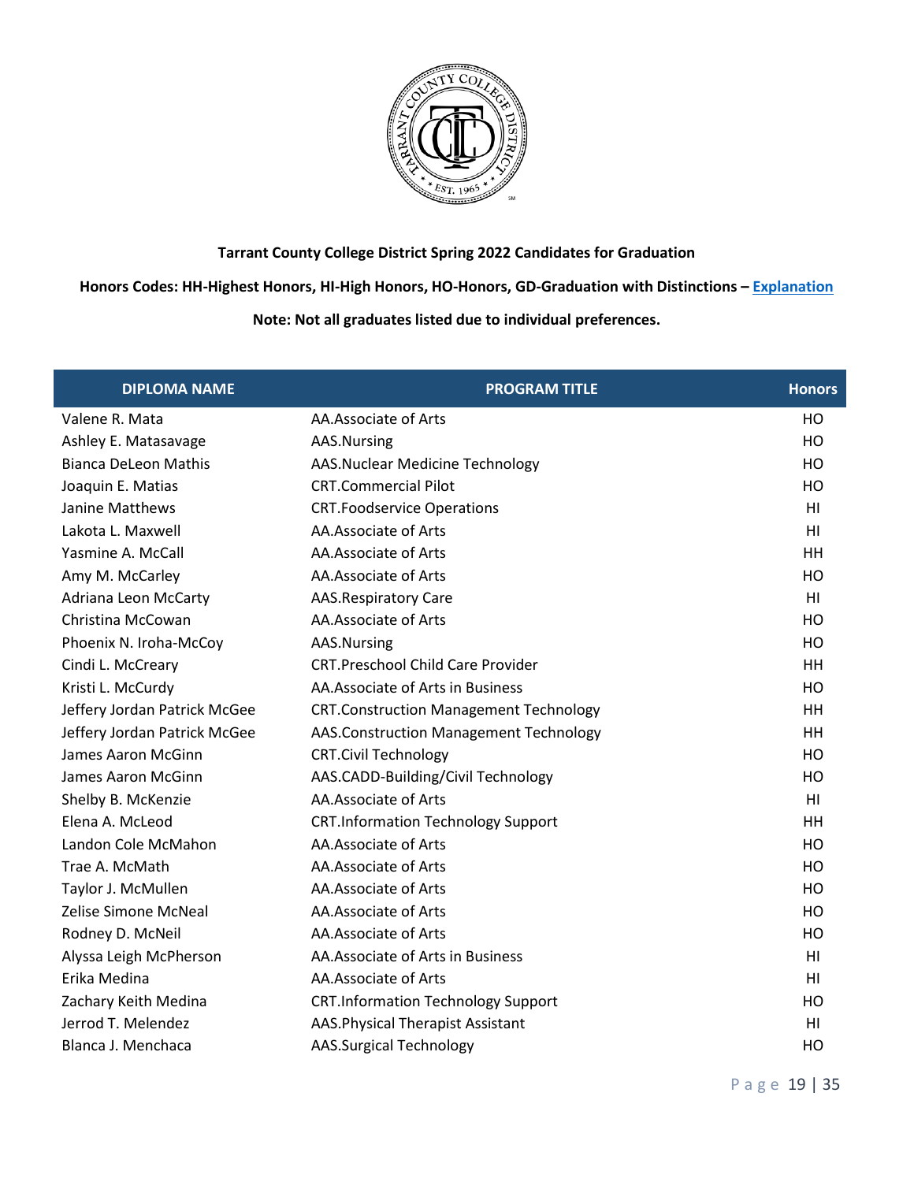**Tarrant County College District Spring 2022 Candidates for Graduation**

**Honors Codes: HH-Highest Honors, HI-High Honors, HO-Honors, GD-Graduation with Distinctions – Explanation**

**Note: Not all graduates listed due to individual preferences.**

| DIPLOMA NAME | PROGRAM TITLE | Honors |
|---|---|---|
| Valene R. Mata | AA.Associate of Arts | HO |
| Ashley E. Matasavage | AAS.Nursing | HO |
| Bianca DeLeon Mathis | AAS.Nuclear Medicine Technology | HO |
| Joaquin E. Matias | CRT.Commercial Pilot | HO |
| Janine Matthews | CRT.Foodservice Operations | HI |
| Lakota L. Maxwell | AA.Associate of Arts | HI |
| Yasmine A. McCall | AA.Associate of Arts | HH |
| Amy M. McCarley | AA.Associate of Arts | HO |
| Adriana Leon McCarty | AAS.Respiratory Care | HI |
| Christina McCowan | AA.Associate of Arts | HO |
| Phoenix N. Iroha-McCoy | AAS.Nursing | HO |
| Cindi L. McCreary | CRT.Preschool Child Care Provider | HH |
| Kristi L. McCurdy | AA.Associate of Arts in Business | HO |
| Jeffery Jordan Patrick McGee | CRT.Construction Management Technology | HH |
| Jeffery Jordan Patrick McGee | AAS.Construction Management Technology | HH |
| James Aaron McGinn | CRT.Civil Technology | HO |
| James Aaron McGinn | AAS.CADD-Building/Civil Technology | HO |
| Shelby B. McKenzie | AA.Associate of Arts | HI |
| Elena A. McLeod | CRT.Information Technology Support | HH |
| Landon Cole McMahon | AA.Associate of Arts | HO |
| Trae A. McMath | AA.Associate of Arts | HO |
| Taylor J. McMullen | AA.Associate of Arts | HO |
| Zelise Simone McNeal | AA.Associate of Arts | HO |
| Rodney D. McNeil | AA.Associate of Arts | HO |
| Alyssa Leigh McPherson | AA.Associate of Arts in Business | HI |
| Erika Medina | AA.Associate of Arts | HI |
| Zachary Keith Medina | CRT.Information Technology Support | HO |
| Jerrod T. Melendez | AAS.Physical Therapist Assistant | HI |
| Blanca J. Menchaca | AAS.Surgical Technology | HO |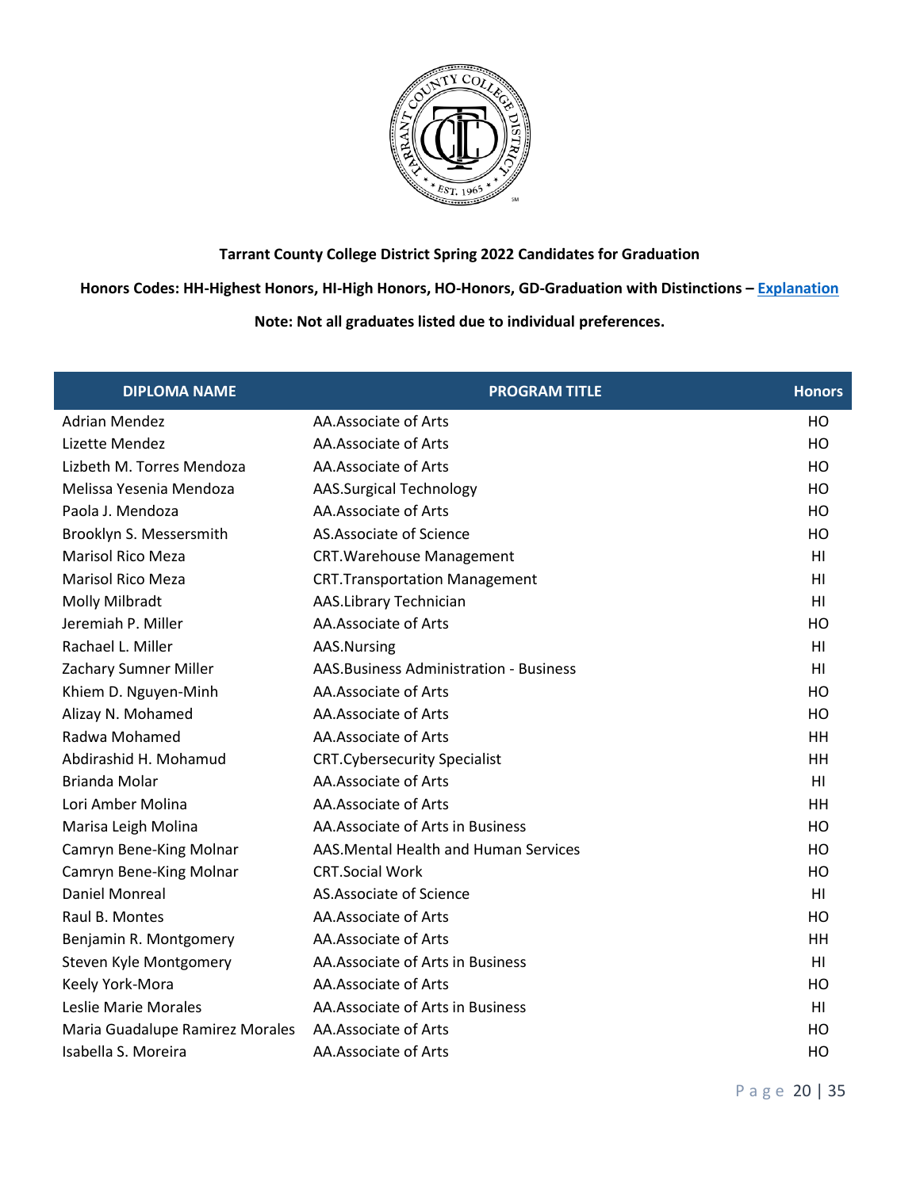**Tarrant County College District Spring 2022 Candidates for Graduation**

**Honors Codes: HH-Highest Honors, HI-High Honors, HO-Honors, GD-Graduation with Distinctions – Explanation**

**Note: Not all graduates listed due to individual preferences.**

| DIPLOMA NAME | PROGRAM TITLE | Honors |
|---|---|---|
| Adrian Mendez | AA.Associate of Arts | HO |
| Lizette Mendez | AA.Associate of Arts | HO |
| Lizbeth M. Torres Mendoza | AA.Associate of Arts | HO |
| Melissa Yesenia Mendoza | AAS.Surgical Technology | HO |
| Paola J. Mendoza | AA.Associate of Arts | HO |
| Brooklyn S. Messersmith | AS.Associate of Science | HO |
| Marisol Rico Meza | CRT.Warehouse Management | HI |
| Marisol Rico Meza | CRT.Transportation Management | HI |
| Molly Milbradt | AAS.Library Technician | HI |
| Jeremiah P. Miller | AA.Associate of Arts | HO |
| Rachael L. Miller | AAS.Nursing | HI |
| Zachary Sumner Miller | AAS.Business Administration - Business | HI |
| Khiem D. Nguyen-Minh | AA.Associate of Arts | HO |
| Alizay N. Mohamed | AA.Associate of Arts | HO |
| Radwa Mohamed | AA.Associate of Arts | HH |
| Abdirashid H. Mohamud | CRT.Cybersecurity Specialist | HH |
| Brianda Molar | AA.Associate of Arts | HI |
| Lori Amber Molina | AA.Associate of Arts | HH |
| Marisa Leigh Molina | AA.Associate of Arts in Business | HO |
| Camryn Bene-King Molnar | AAS.Mental Health and Human Services | HO |
| Camryn Bene-King Molnar | CRT.Social Work | HO |
| Daniel Monreal | AS.Associate of Science | HI |
| Raul B. Montes | AA.Associate of Arts | HO |
| Benjamin R. Montgomery | AA.Associate of Arts | HH |
| Steven Kyle Montgomery | AA.Associate of Arts in Business | HI |
| Keely York-Mora | AA.Associate of Arts | HO |
| Leslie Marie Morales | AA.Associate of Arts in Business | HI |
| Maria Guadalupe Ramirez Morales | AA.Associate of Arts | HO |
| Isabella S. Moreira | AA.Associate of Arts | HO |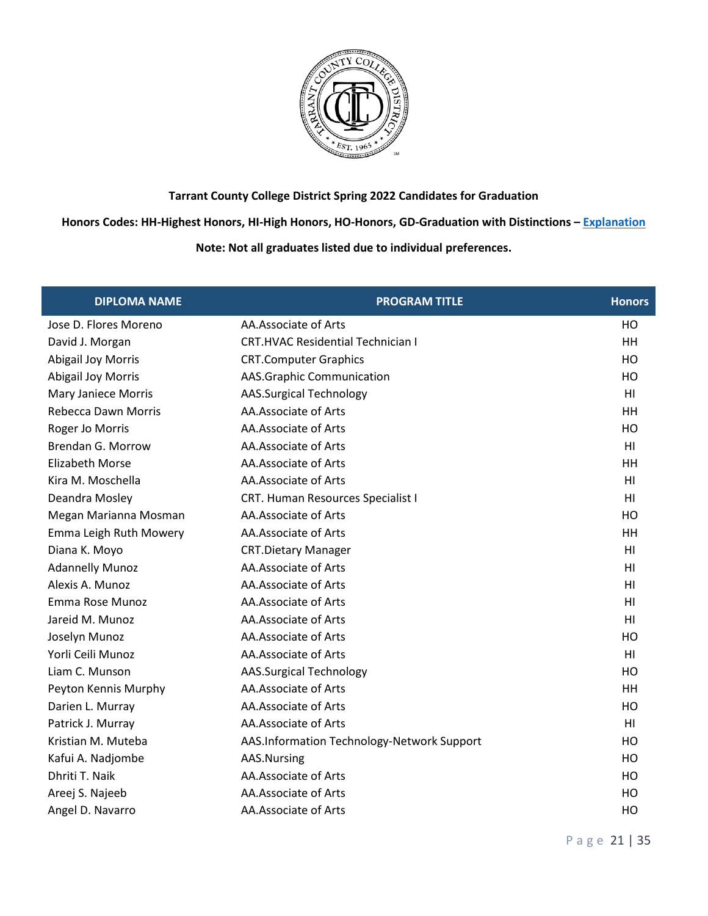**Tarrant County College District Spring 2022 Candidates for Graduation**

**Honors Codes: HH-Highest Honors, HI-High Honors, HO-Honors, GD-Graduation with Distinctions – Explanation**

**Note: Not all graduates listed due to individual preferences.**

| DIPLOMA NAME | PROGRAM TITLE | Honors |
|---|---|---|
| Jose D. Flores Moreno | AA.Associate of Arts | HO |
| David J. Morgan | CRT.HVAC Residential Technician I | HH |
| Abigail Joy Morris | CRT.Computer Graphics | HO |
| Abigail Joy Morris | AAS.Graphic Communication | HO |
| Mary Janiece Morris | AAS.Surgical Technology | HI |
| Rebecca Dawn Morris | AA.Associate of Arts | HH |
| Roger Jo Morris | AA.Associate of Arts | HO |
| Brendan G. Morrow | AA.Associate of Arts | HI |
| Elizabeth Morse | AA.Associate of Arts | HH |
| Kira M. Moschella | AA.Associate of Arts | HI |
| Deandra Mosley | CRT. Human Resources Specialist I | HI |
| Megan Marianna Mosman | AA.Associate of Arts | HO |
| Emma Leigh Ruth Mowery | AA.Associate of Arts | HH |
| Diana K. Moyo | CRT.Dietary Manager | HI |
| Adannelly Munoz | AA.Associate of Arts | HI |
| Alexis A. Munoz | AA.Associate of Arts | HI |
| Emma Rose Munoz | AA.Associate of Arts | HI |
| Jareid M. Munoz | AA.Associate of Arts | HI |
| Joselyn Munoz | AA.Associate of Arts | HO |
| Yorli Ceili Munoz | AA.Associate of Arts | HI |
| Liam C. Munson | AAS.Surgical Technology | HO |
| Peyton Kennis Murphy | AA.Associate of Arts | HH |
| Darien L. Murray | AA.Associate of Arts | HO |
| Patrick J. Murray | AA.Associate of Arts | HI |
| Kristian M. Muteba | AAS.Information Technology-Network Support | HO |
| Kafui A. Nadjombe | AAS.Nursing | HO |
| Dhriti T. Naik | AA.Associate of Arts | HO |
| Areej S. Najeeb | AA.Associate of Arts | HO |
| Angel D. Navarro | AA.Associate of Arts | HO |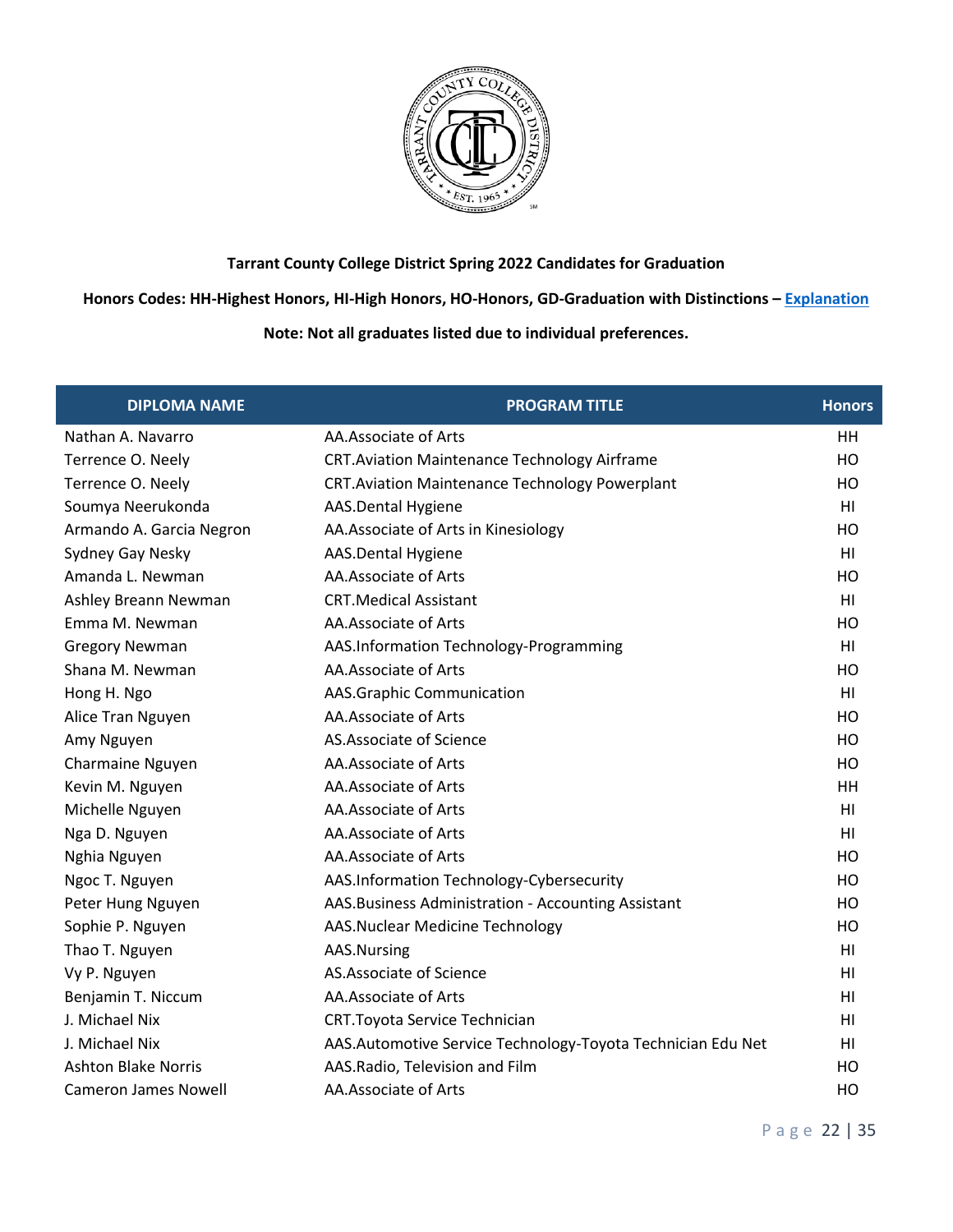**Tarrant County College District Spring 2022 Candidates for Graduation**

**Honors Codes: HH-Highest Honors, HI-High Honors, HO-Honors, GD-Graduation with Distinctions – Explanation**

**Note: Not all graduates listed due to individual preferences.**

| DIPLOMA NAME | PROGRAM TITLE | Honors |
|---|---|---|
| Nathan A. Navarro | AA.Associate of Arts | HH |
| Terrence O. Neely | CRT.Aviation Maintenance Technology Airframe | HO |
| Terrence O. Neely | CRT.Aviation Maintenance Technology Powerplant | HO |
| Soumya Neerukonda | AAS.Dental Hygiene | HI |
| Armando A. Garcia Negron | AA.Associate of Arts in Kinesiology | HO |
| Sydney Gay Nesky | AAS.Dental Hygiene | HI |
| Amanda L. Newman | AA.Associate of Arts | HO |
| Ashley Breann Newman | CRT.Medical Assistant | HI |
| Emma M. Newman | AA.Associate of Arts | HO |
| Gregory Newman | AAS.Information Technology-Programming | HI |
| Shana M. Newman | AA.Associate of Arts | HO |
| Hong H. Ngo | AAS.Graphic Communication | HI |
| Alice Tran Nguyen | AA.Associate of Arts | HO |
| Amy Nguyen | AS.Associate of Science | HO |
| Charmaine Nguyen | AA.Associate of Arts | HO |
| Kevin M. Nguyen | AA.Associate of Arts | HH |
| Michelle Nguyen | AA.Associate of Arts | HI |
| Nga D. Nguyen | AA.Associate of Arts | HI |
| Nghia Nguyen | AA.Associate of Arts | HO |
| Ngoc T. Nguyen | AAS.Information Technology-Cybersecurity | HO |
| Peter Hung Nguyen | AAS.Business Administration - Accounting Assistant | HO |
| Sophie P. Nguyen | AAS.Nuclear Medicine Technology | HO |
| Thao T. Nguyen | AAS.Nursing | HI |
| Vy P. Nguyen | AS.Associate of Science | HI |
| Benjamin T. Niccum | AA.Associate of Arts | HI |
| J. Michael Nix | CRT.Toyota Service Technician | HI |
| J. Michael Nix | AAS.Automotive Service Technology-Toyota Technician Edu Net | HI |
| Ashton Blake Norris | AAS.Radio, Television and Film | HO |
| Cameron James Nowell | AA.Associate of Arts | HO |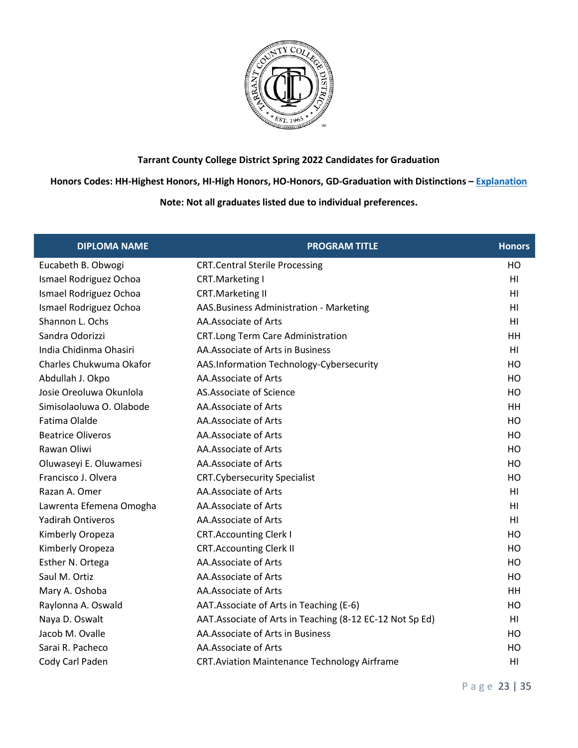**Tarrant County College District Spring 2022 Candidates for Graduation**

**Honors Codes: HH-Highest Honors, HI-High Honors, HO-Honors, GD-Graduation with Distinctions – Explanation**

**Note: Not all graduates listed due to individual preferences.**

| DIPLOMA NAME | PROGRAM TITLE | Honors |
|---|---|---|
| Eucabeth B. Obwogi | CRT.Central Sterile Processing | HO |
| Ismael Rodriguez Ochoa | CRT.Marketing I | HI |
| Ismael Rodriguez Ochoa | CRT.Marketing II | HI |
| Ismael Rodriguez Ochoa | AAS.Business Administration - Marketing | HI |
| Shannon L. Ochs | AA.Associate of Arts | HI |
| Sandra Odorizzi | CRT.Long Term Care Administration | HH |
| India Chidinma Ohasiri | AA.Associate of Arts in Business | HI |
| Charles Chukwuma Okafor | AAS.Information Technology-Cybersecurity | HO |
| Abdullah J. Okpo | AA.Associate of Arts | HO |
| Josie Oreoluwa Okunlola | AS.Associate of Science | HO |
| Simisolaoluwa O. Olabode | AA.Associate of Arts | HH |
| Fatima Olalde | AA.Associate of Arts | HO |
| Beatrice Oliveros | AA.Associate of Arts | HO |
| Rawan Oliwi | AA.Associate of Arts | HO |
| Oluwaseyi E. Oluwamesi | AA.Associate of Arts | HO |
| Francisco J. Olvera | CRT.Cybersecurity Specialist | HO |
| Razan A. Omer | AA.Associate of Arts | HI |
| Lawrenta Efemena Omogha | AA.Associate of Arts | HI |
| Yadirah Ontiveros | AA.Associate of Arts | HI |
| Kimberly Oropeza | CRT.Accounting Clerk I | HO |
| Kimberly Oropeza | CRT.Accounting Clerk II | HO |
| Esther N. Ortega | AA.Associate of Arts | HO |
| Saul M. Ortiz | AA.Associate of Arts | HO |
| Mary A. Oshoba | AA.Associate of Arts | HH |
| Raylonna A. Oswald | AAT.Associate of Arts in Teaching (E-6) | HO |
| Naya D. Oswalt | AAT.Associate of Arts in Teaching (8-12 EC-12 Not Sp Ed) | HI |
| Jacob M. Ovalle | AA.Associate of Arts in Business | HO |
| Sarai R. Pacheco | AA.Associate of Arts | HO |
| Cody Carl Paden | CRT.Aviation Maintenance Technology Airframe | HI |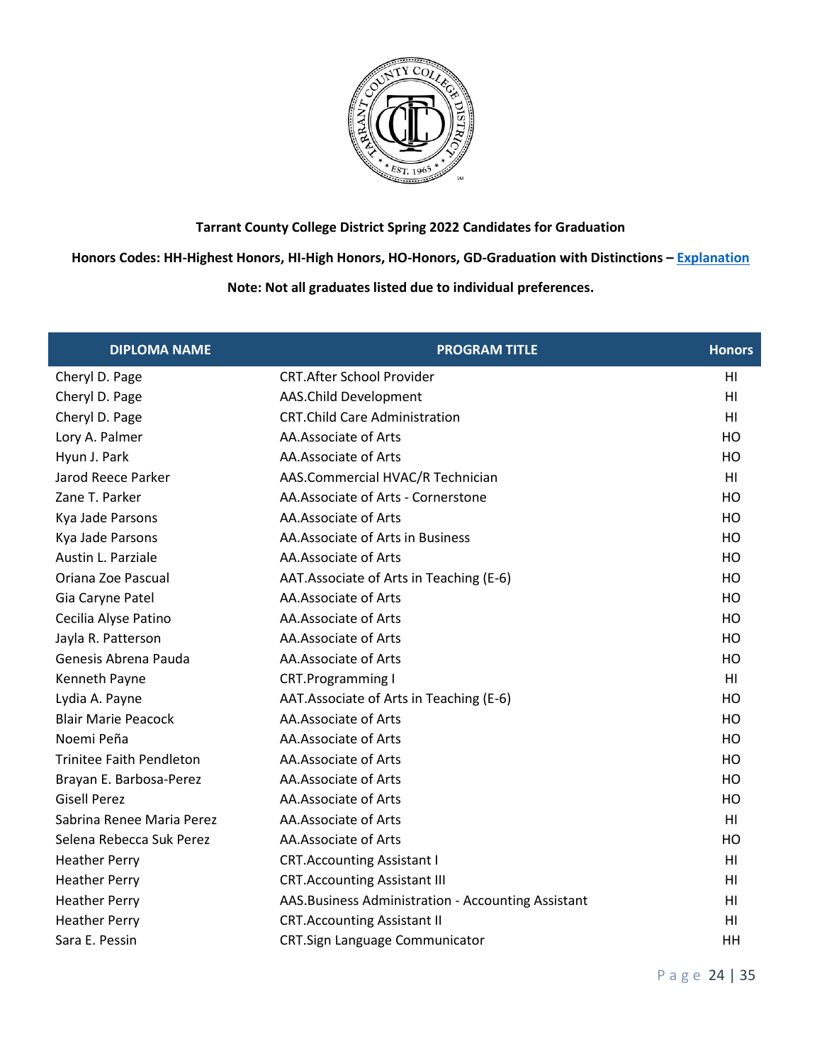**Tarrant County College District Spring 2022 Candidates for Graduation**

**Honors Codes: HH-Highest Honors, HI-High Honors, HO-Honors, GD-Graduation with Distinctions – Explanation**

**Note: Not all graduates listed due to individual preferences.**

| DIPLOMA NAME | PROGRAM TITLE | Honors |
|---|---|---|
| Cheryl D. Page | CRT.After School Provider | HI |
| Cheryl D. Page | AAS.Child Development | HI |
| Cheryl D. Page | CRT.Child Care Administration | HI |
| Lory A. Palmer | AA.Associate of Arts | HO |
| Hyun J. Park | AA.Associate of Arts | HO |
| Jarod Reece Parker | AAS.Commercial HVAC/R Technician | HI |
| Zane T. Parker | AA.Associate of Arts - Cornerstone | HO |
| Kya Jade Parsons | AA.Associate of Arts | HO |
| Kya Jade Parsons | AA.Associate of Arts in Business | HO |
| Austin L. Parziale | AA.Associate of Arts | HO |
| Oriana Zoe Pascual | AAT.Associate of Arts in Teaching (E-6) | HO |
| Gia Caryne Patel | AA.Associate of Arts | HO |
| Cecilia Alyse Patino | AA.Associate of Arts | HO |
| Jayla R. Patterson | AA.Associate of Arts | HO |
| Genesis Abrena Pauda | AA.Associate of Arts | HO |
| Kenneth Payne | CRT.Programming I | HI |
| Lydia A. Payne | AAT.Associate of Arts in Teaching (E-6) | HO |
| Blair Marie Peacock | AA.Associate of Arts | HO |
| Noemi Peña | AA.Associate of Arts | HO |
| Trinitee Faith Pendleton | AA.Associate of Arts | HO |
| Brayan E. Barbosa-Perez | AA.Associate of Arts | HO |
| Gisell Perez | AA.Associate of Arts | HO |
| Sabrina Renee Maria Perez | AA.Associate of Arts | HI |
| Selena Rebecca Suk Perez | AA.Associate of Arts | HO |
| Heather Perry | CRT.Accounting Assistant I | HI |
| Heather Perry | CRT.Accounting Assistant III | HI |
| Heather Perry | AAS.Business Administration - Accounting Assistant | HI |
| Heather Perry | CRT.Accounting Assistant II | HI |
| Sara E. Pessin | CRT.Sign Language Communicator | HH |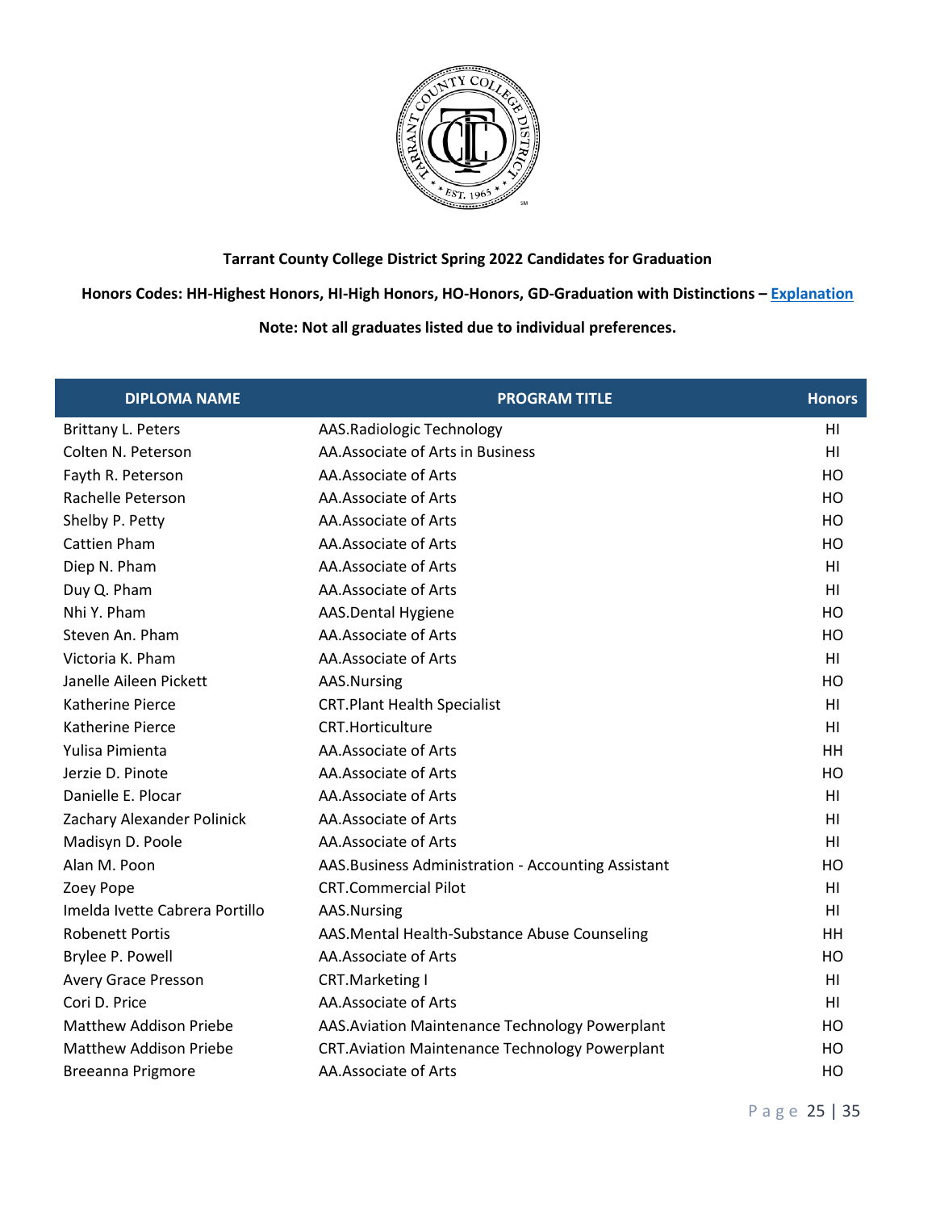**Tarrant County College District Spring 2022 Candidates for Graduation**

**Honors Codes: HH-Highest Honors, HI-High Honors, HO-Honors, GD-Graduation with Distinctions – [Explanation]**

**Note: Not all graduates listed due to individual preferences.**

| DIPLOMA NAME | PROGRAM TITLE | Honors |
|---|---|---|
| Brittany L. Peters | AAS.Radiologic Technology | HI |
| Colten N. Peterson | AA.Associate of Arts in Business | HI |
| Fayth R. Peterson | AA.Associate of Arts | HO |
| Rachelle Peterson | AA.Associate of Arts | HO |
| Shelby P. Petty | AA.Associate of Arts | HO |
| Cattien Pham | AA.Associate of Arts | HO |
| Diep N. Pham | AA.Associate of Arts | HI |
| Duy Q. Pham | AA.Associate of Arts | HI |
| Nhi Y. Pham | AAS.Dental Hygiene | HO |
| Steven An. Pham | AA.Associate of Arts | HO |
| Victoria K. Pham | AA.Associate of Arts | HI |
| Janelle Aileen Pickett | AAS.Nursing | HO |
| Katherine Pierce | CRT.Plant Health Specialist | HI |
| Katherine Pierce | CRT.Horticulture | HI |
| Yulisa Pimienta | AA.Associate of Arts | HH |
| Jerzie D. Pinote | AA.Associate of Arts | HO |
| Danielle E. Plocar | AA.Associate of Arts | HI |
| Zachary Alexander Polinick | AA.Associate of Arts | HI |
| Madisyn D. Poole | AA.Associate of Arts | HI |
| Alan M. Poon | AAS.Business Administration - Accounting Assistant | HO |
| Zoey Pope | CRT.Commercial Pilot | HI |
| Imelda Ivette Cabrera Portillo | AAS.Nursing | HI |
| Robenett Portis | AAS.Mental Health-Substance Abuse Counseling | HH |
| Brylee P. Powell | AA.Associate of Arts | HO |
| Avery Grace Presson | CRT.Marketing I | HI |
| Cori D. Price | AA.Associate of Arts | HI |
| Matthew Addison Priebe | AAS.Aviation Maintenance Technology Powerplant | HO |
| Matthew Addison Priebe | CRT.Aviation Maintenance Technology Powerplant | HO |
| Breeanna Prigmore | AA.Associate of Arts | HO |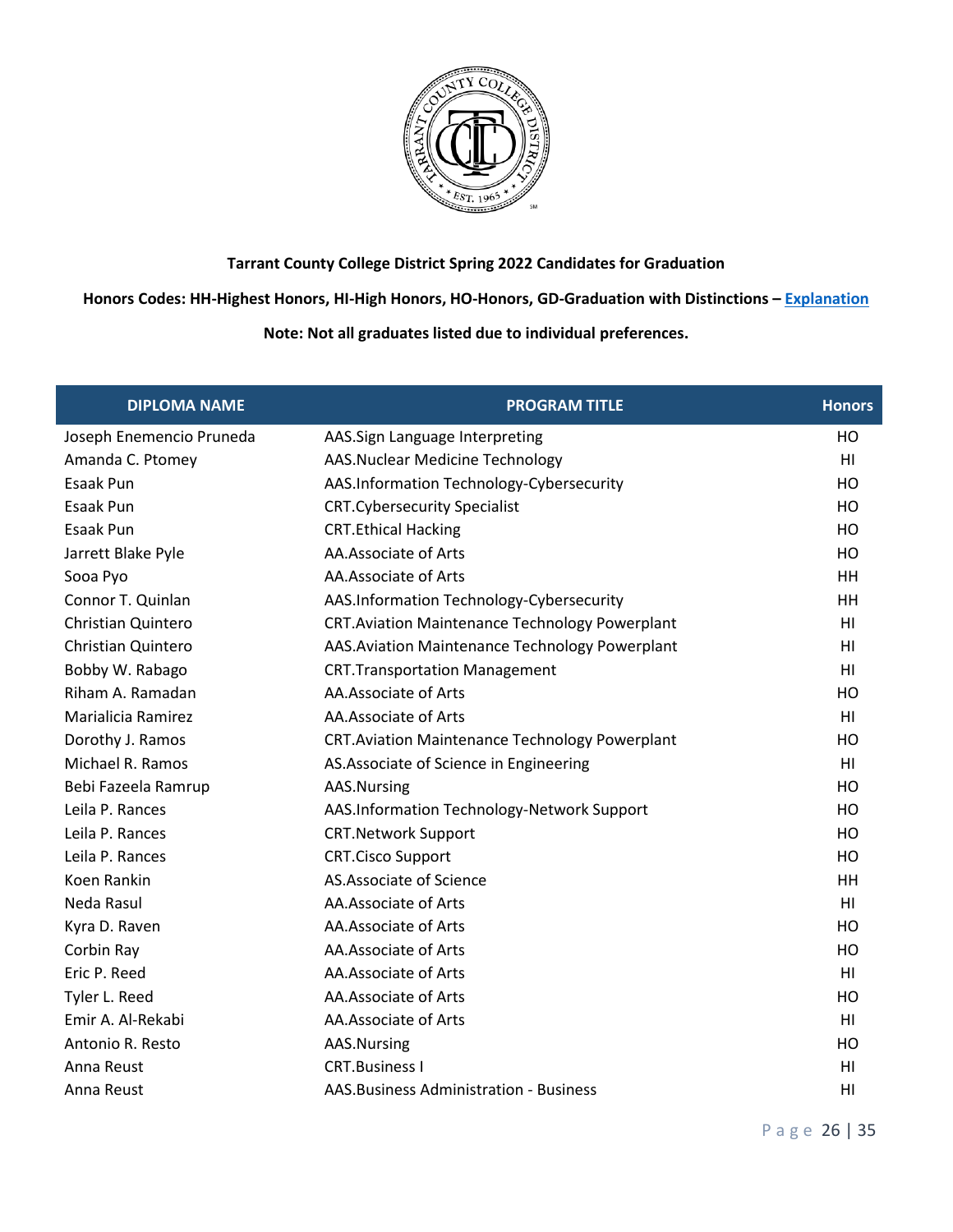**Tarrant County College District Spring 2022 Candidates for Graduation**

**Honors Codes: HH-Highest Honors, HI-High Honors, HO-Honors, GD-Graduation with Distinctions – Explanation**

**Note: Not all graduates listed due to individual preferences.**

| DIPLOMA NAME | PROGRAM TITLE | Honors |
|---|---|---|
| Joseph Enemencio Pruneda | AAS.Sign Language Interpreting | HO |
| Amanda C. Ptomey | AAS.Nuclear Medicine Technology | HI |
| Esaak Pun | AAS.Information Technology-Cybersecurity | HO |
| Esaak Pun | CRT.Cybersecurity Specialist | HO |
| Esaak Pun | CRT.Ethical Hacking | HO |
| Jarrett Blake Pyle | AA.Associate of Arts | HO |
| Sooa Pyo | AA.Associate of Arts | HH |
| Connor T. Quinlan | AAS.Information Technology-Cybersecurity | HH |
| Christian Quintero | CRT.Aviation Maintenance Technology Powerplant | HI |
| Christian Quintero | AAS.Aviation Maintenance Technology Powerplant | HI |
| Bobby W. Rabago | CRT.Transportation Management | HI |
| Riham A. Ramadan | AA.Associate of Arts | HO |
| Marialicia Ramirez | AA.Associate of Arts | HI |
| Dorothy J. Ramos | CRT.Aviation Maintenance Technology Powerplant | HO |
| Michael R. Ramos | AS.Associate of Science in Engineering | HI |
| Bebi Fazeela Ramrup | AAS.Nursing | HO |
| Leila P. Rances | AAS.Information Technology-Network Support | HO |
| Leila P. Rances | CRT.Network Support | HO |
| Leila P. Rances | CRT.Cisco Support | HO |
| Koen Rankin | AS.Associate of Science | HH |
| Neda Rasul | AA.Associate of Arts | HI |
| Kyra D. Raven | AA.Associate of Arts | HO |
| Corbin Ray | AA.Associate of Arts | HO |
| Eric P. Reed | AA.Associate of Arts | HI |
| Tyler L. Reed | AA.Associate of Arts | HO |
| Emir A. Al-Rekabi | AA.Associate of Arts | HI |
| Antonio R. Resto | AAS.Nursing | HO |
| Anna Reust | CRT.Business I | HI |
| Anna Reust | AAS.Business Administration - Business | HI |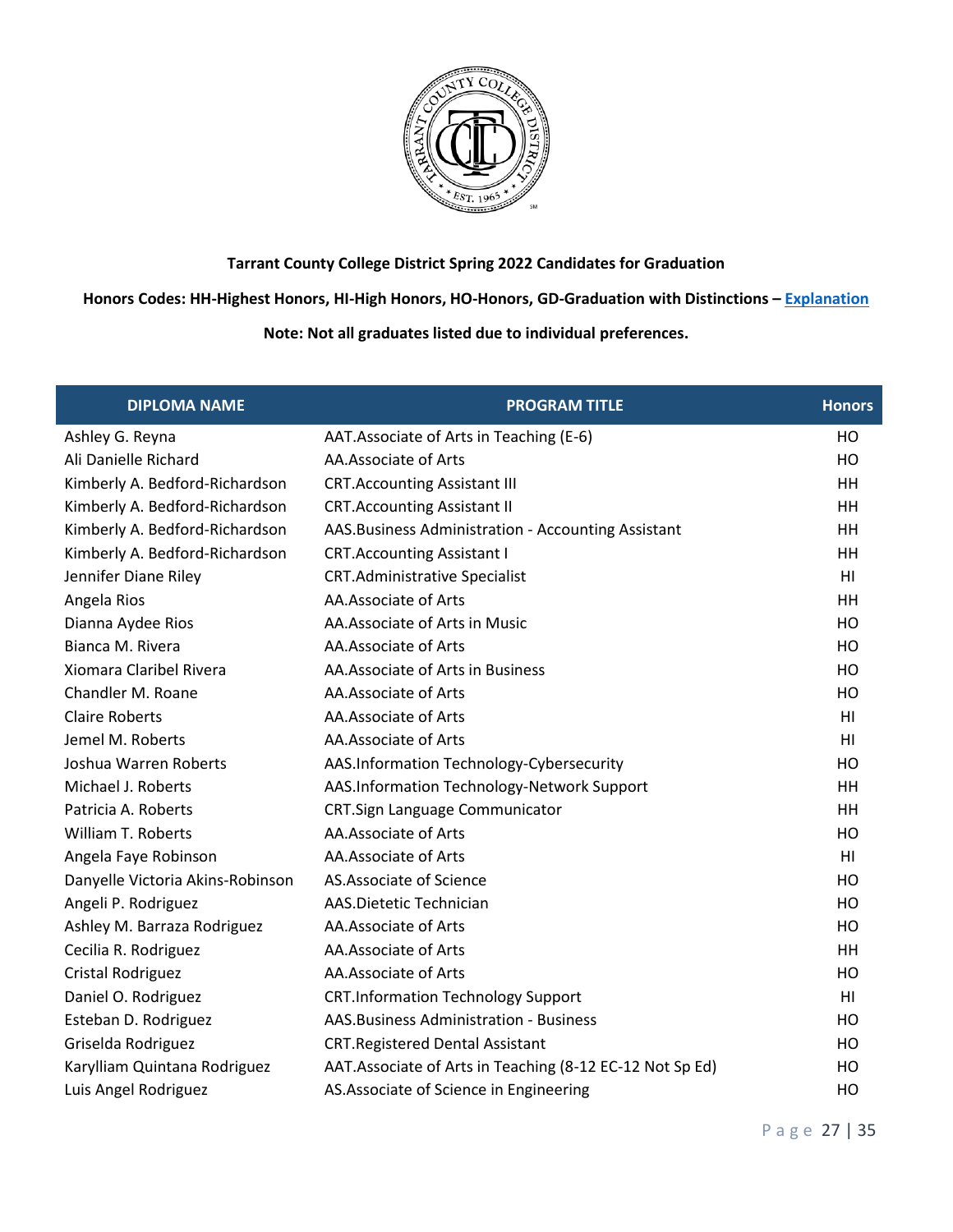**Tarrant County College District Spring 2022 Candidates for Graduation**

**Honors Codes: HH-Highest Honors, HI-High Honors, HO-Honors, GD-Graduation with Distinctions – Explanation**

**Note: Not all graduates listed due to individual preferences.**

| DIPLOMA NAME | PROGRAM TITLE | Honors |
|---|---|---|
| Ashley G. Reyna | AAT.Associate of Arts in Teaching (E-6) | HO |
| Ali Danielle Richard | AA.Associate of Arts | HO |
| Kimberly A. Bedford-Richardson | CRT.Accounting Assistant III | HH |
| Kimberly A. Bedford-Richardson | CRT.Accounting Assistant II | HH |
| Kimberly A. Bedford-Richardson | AAS.Business Administration - Accounting Assistant | HH |
| Kimberly A. Bedford-Richardson | CRT.Accounting Assistant I | HH |
| Jennifer Diane Riley | CRT.Administrative Specialist | HI |
| Angela Rios | AA.Associate of Arts | HH |
| Dianna Aydee Rios | AA.Associate of Arts in Music | HO |
| Bianca M. Rivera | AA.Associate of Arts | HO |
| Xiomara Claribel Rivera | AA.Associate of Arts in Business | HO |
| Chandler M. Roane | AA.Associate of Arts | HO |
| Claire Roberts | AA.Associate of Arts | HI |
| Jemel M. Roberts | AA.Associate of Arts | HI |
| Joshua Warren Roberts | AAS.Information Technology-Cybersecurity | HO |
| Michael J. Roberts | AAS.Information Technology-Network Support | HH |
| Patricia A. Roberts | CRT.Sign Language Communicator | HH |
| William T. Roberts | AA.Associate of Arts | HO |
| Angela Faye Robinson | AA.Associate of Arts | HI |
| Danyelle Victoria Akins-Robinson | AS.Associate of Science | HO |
| Angeli P. Rodriguez | AAS.Dietetic Technician | HO |
| Ashley M. Barraza Rodriguez | AA.Associate of Arts | HO |
| Cecilia R. Rodriguez | AA.Associate of Arts | HH |
| Cristal Rodriguez | AA.Associate of Arts | HO |
| Daniel O. Rodriguez | CRT.Information Technology Support | HI |
| Esteban D. Rodriguez | AAS.Business Administration - Business | HO |
| Griselda Rodriguez | CRT.Registered Dental Assistant | HO |
| Karylliam Quintana Rodriguez | AAT.Associate of Arts in Teaching (8-12 EC-12 Not Sp Ed) | HO |
| Luis Angel Rodriguez | AS.Associate of Science in Engineering | HO |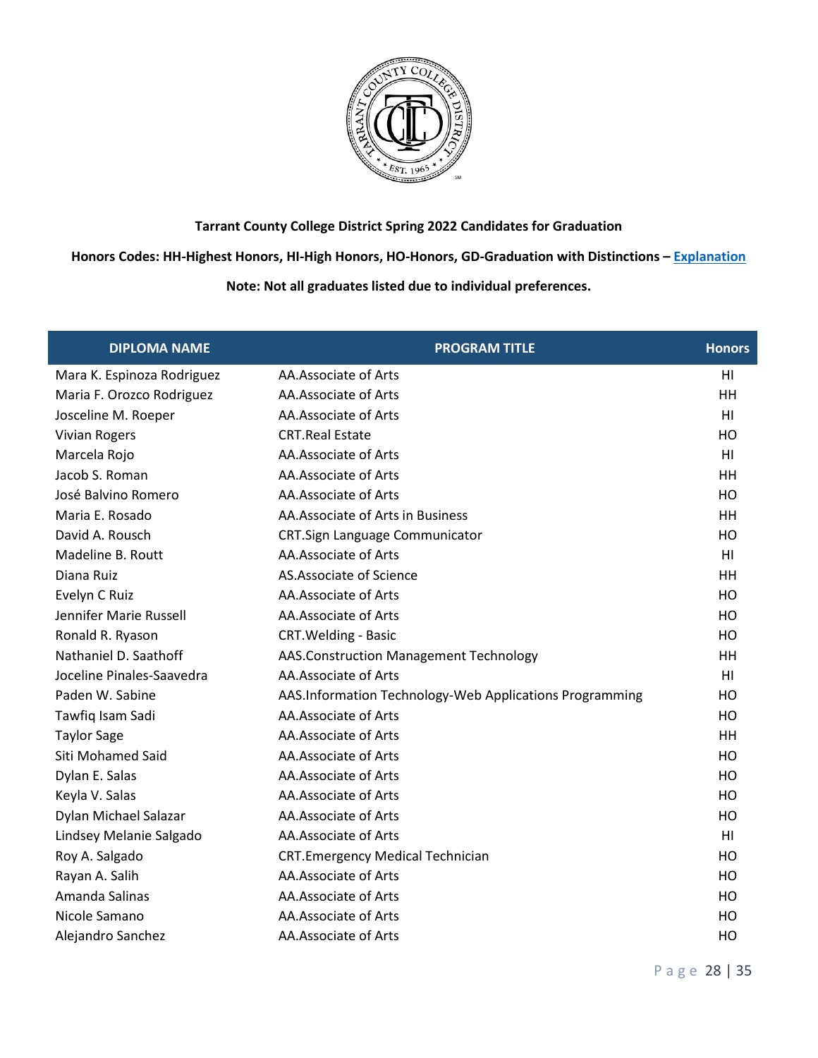**Tarrant County College District Spring 2022 Candidates for Graduation**

**Honors Codes: HH-Highest Honors, HI-High Honors, HO-Honors, GD-Graduation with Distinctions – Explanation**

**Note: Not all graduates listed due to individual preferences.**

| DIPLOMA NAME | PROGRAM TITLE | Honors |
|---|---|---|
| Mara K. Espinoza Rodriguez | AA.Associate of Arts | HI |
| Maria F. Orozco Rodriguez | AA.Associate of Arts | HH |
| Josceline M. Roeper | AA.Associate of Arts | HI |
| Vivian Rogers | CRT.Real Estate | HO |
| Marcela Rojo | AA.Associate of Arts | HI |
| Jacob S. Roman | AA.Associate of Arts | HH |
| José Balvino Romero | AA.Associate of Arts | HO |
| Maria E. Rosado | AA.Associate of Arts in Business | HH |
| David A. Rousch | CRT.Sign Language Communicator | HO |
| Madeline B. Routt | AA.Associate of Arts | HI |
| Diana Ruiz | AS.Associate of Science | HH |
| Evelyn C Ruiz | AA.Associate of Arts | HO |
| Jennifer Marie Russell | AA.Associate of Arts | HO |
| Ronald R. Ryason | CRT.Welding - Basic | HO |
| Nathaniel D. Saathoff | AAS.Construction Management Technology | HH |
| Joceline Pinales-Saavedra | AA.Associate of Arts | HI |
| Paden W. Sabine | AAS.Information Technology-Web Applications Programming | HO |
| Tawfiq Isam Sadi | AA.Associate of Arts | HO |
| Taylor Sage | AA.Associate of Arts | HH |
| Siti Mohamed Said | AA.Associate of Arts | HO |
| Dylan E. Salas | AA.Associate of Arts | HO |
| Keyla V. Salas | AA.Associate of Arts | HO |
| Dylan Michael Salazar | AA.Associate of Arts | HO |
| Lindsey Melanie Salgado | AA.Associate of Arts | HI |
| Roy A. Salgado | CRT.Emergency Medical Technician | HO |
| Rayan A. Salih | AA.Associate of Arts | HO |
| Amanda Salinas | AA.Associate of Arts | HO |
| Nicole Samano | AA.Associate of Arts | HO |
| Alejandro Sanchez | AA.Associate of Arts | HO |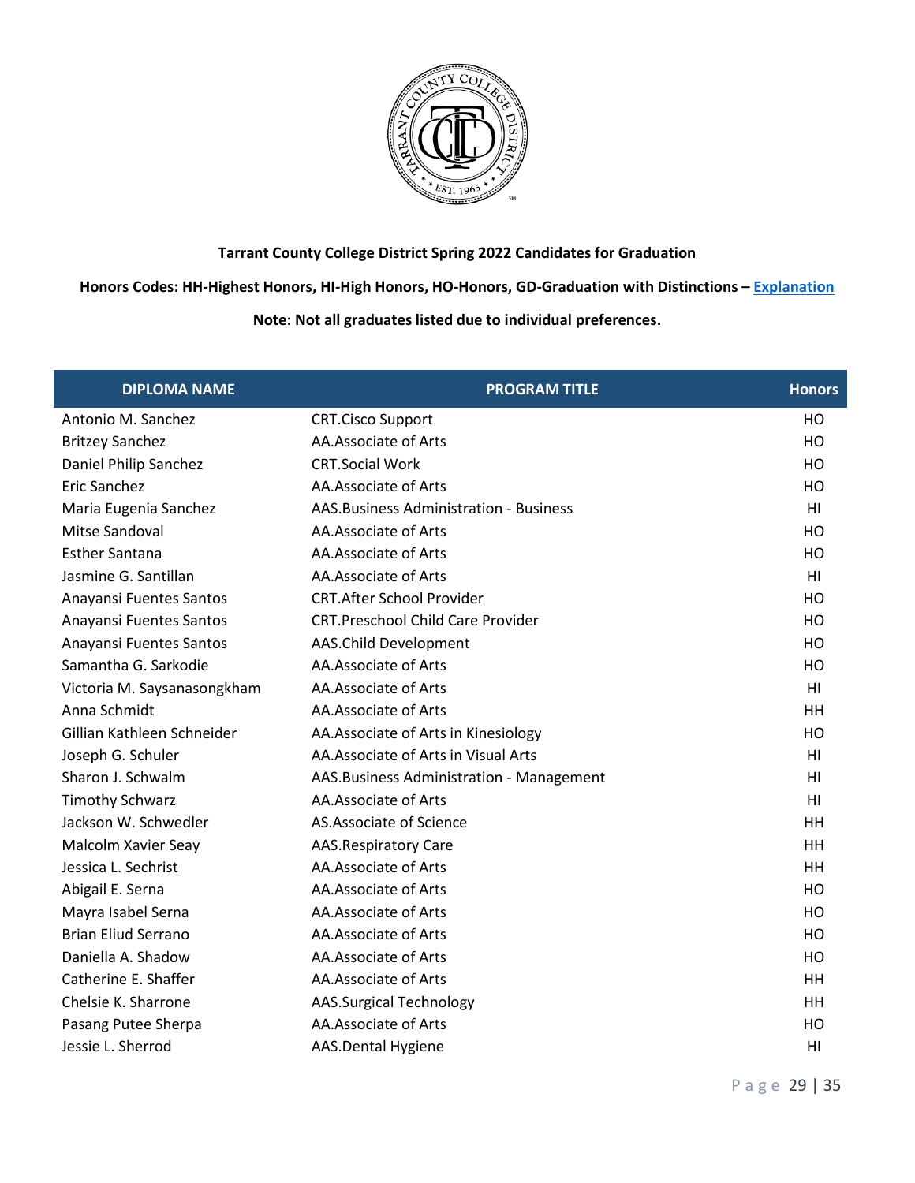**Tarrant County College District Spring 2022 Candidates for Graduation**

**Honors Codes: HH-Highest Honors, HI-High Honors, HO-Honors, GD-Graduation with Distinctions – Explanation**

**Note: Not all graduates listed due to individual preferences.**

| DIPLOMA NAME | PROGRAM TITLE | Honors |
|---|---|---|
| Antonio M. Sanchez | CRT.Cisco Support | HO |
| Britzey Sanchez | AA.Associate of Arts | HO |
| Daniel Philip Sanchez | CRT.Social Work | HO |
| Eric Sanchez | AA.Associate of Arts | HO |
| Maria Eugenia Sanchez | AAS.Business Administration - Business | HI |
| Mitse Sandoval | AA.Associate of Arts | HO |
| Esther Santana | AA.Associate of Arts | HO |
| Jasmine G. Santillan | AA.Associate of Arts | HI |
| Anayansi Fuentes Santos | CRT.After School Provider | HO |
| Anayansi Fuentes Santos | CRT.Preschool Child Care Provider | HO |
| Anayansi Fuentes Santos | AAS.Child Development | HO |
| Samantha G. Sarkodie | AA.Associate of Arts | HO |
| Victoria M. Saysanasongkham | AA.Associate of Arts | HI |
| Anna Schmidt | AA.Associate of Arts | HH |
| Gillian Kathleen Schneider | AA.Associate of Arts in Kinesiology | HO |
| Joseph G. Schuler | AA.Associate of Arts in Visual Arts | HI |
| Sharon J. Schwalm | AAS.Business Administration - Management | HI |
| Timothy Schwarz | AA.Associate of Arts | HI |
| Jackson W. Schwedler | AS.Associate of Science | HH |
| Malcolm Xavier Seay | AAS.Respiratory Care | HH |
| Jessica L. Sechrist | AA.Associate of Arts | HH |
| Abigail E. Serna | AA.Associate of Arts | HO |
| Mayra Isabel Serna | AA.Associate of Arts | HO |
| Brian Eliud Serrano | AA.Associate of Arts | HO |
| Daniella A. Shadow | AA.Associate of Arts | HO |
| Catherine E. Shaffer | AA.Associate of Arts | HH |
| Chelsie K. Sharrone | AAS.Surgical Technology | HH |
| Pasang Putee Sherpa | AA.Associate of Arts | HO |
| Jessie L. Sherrod | AAS.Dental Hygiene | HI |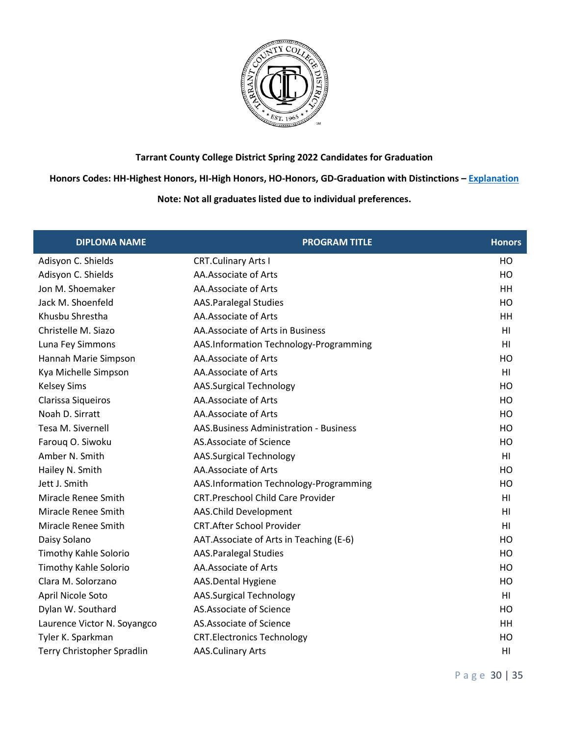**Tarrant County College District Spring 2022 Candidates for Graduation**

**Honors Codes: HH-Highest Honors, HI-High Honors, HO-Honors, GD-Graduation with Distinctions – Explanation**

**Note: Not all graduates listed due to individual preferences.**

| DIPLOMA NAME | PROGRAM TITLE | Honors |
|---|---|---|
| Adisyon C. Shields | CRT.Culinary Arts I | HO |
| Adisyon C. Shields | AA.Associate of Arts | HO |
| Jon M. Shoemaker | AA.Associate of Arts | HH |
| Jack M. Shoenfeld | AAS.Paralegal Studies | HO |
| Khusbu Shrestha | AA.Associate of Arts | HH |
| Christelle M. Siazo | AA.Associate of Arts in Business | HI |
| Luna Fey Simmons | AAS.Information Technology-Programming | HI |
| Hannah Marie Simpson | AA.Associate of Arts | HO |
| Kya Michelle Simpson | AA.Associate of Arts | HI |
| Kelsey Sims | AAS.Surgical Technology | HO |
| Clarissa Siqueiros | AA.Associate of Arts | HO |
| Noah D. Sirratt | AA.Associate of Arts | HO |
| Tesa M. Sivernell | AAS.Business Administration - Business | HO |
| Farouq O. Siwoku | AS.Associate of Science | HO |
| Amber N. Smith | AAS.Surgical Technology | HI |
| Hailey N. Smith | AA.Associate of Arts | HO |
| Jett J. Smith | AAS.Information Technology-Programming | HO |
| Miracle Renee Smith | CRT.Preschool Child Care Provider | HI |
| Miracle Renee Smith | AAS.Child Development | HI |
| Miracle Renee Smith | CRT.After School Provider | HI |
| Daisy Solano | AAT.Associate of Arts in Teaching (E-6) | HO |
| Timothy Kahle Solorio | AAS.Paralegal Studies | HO |
| Timothy Kahle Solorio | AA.Associate of Arts | HO |
| Clara M. Solorzano | AAS.Dental Hygiene | HO |
| April Nicole Soto | AAS.Surgical Technology | HI |
| Dylan W. Southard | AS.Associate of Science | HO |
| Laurence Victor N. Soyangco | AS.Associate of Science | HH |
| Tyler K. Sparkman | CRT.Electronics Technology | HO |
| Terry Christopher Spradlin | AAS.Culinary Arts | HI |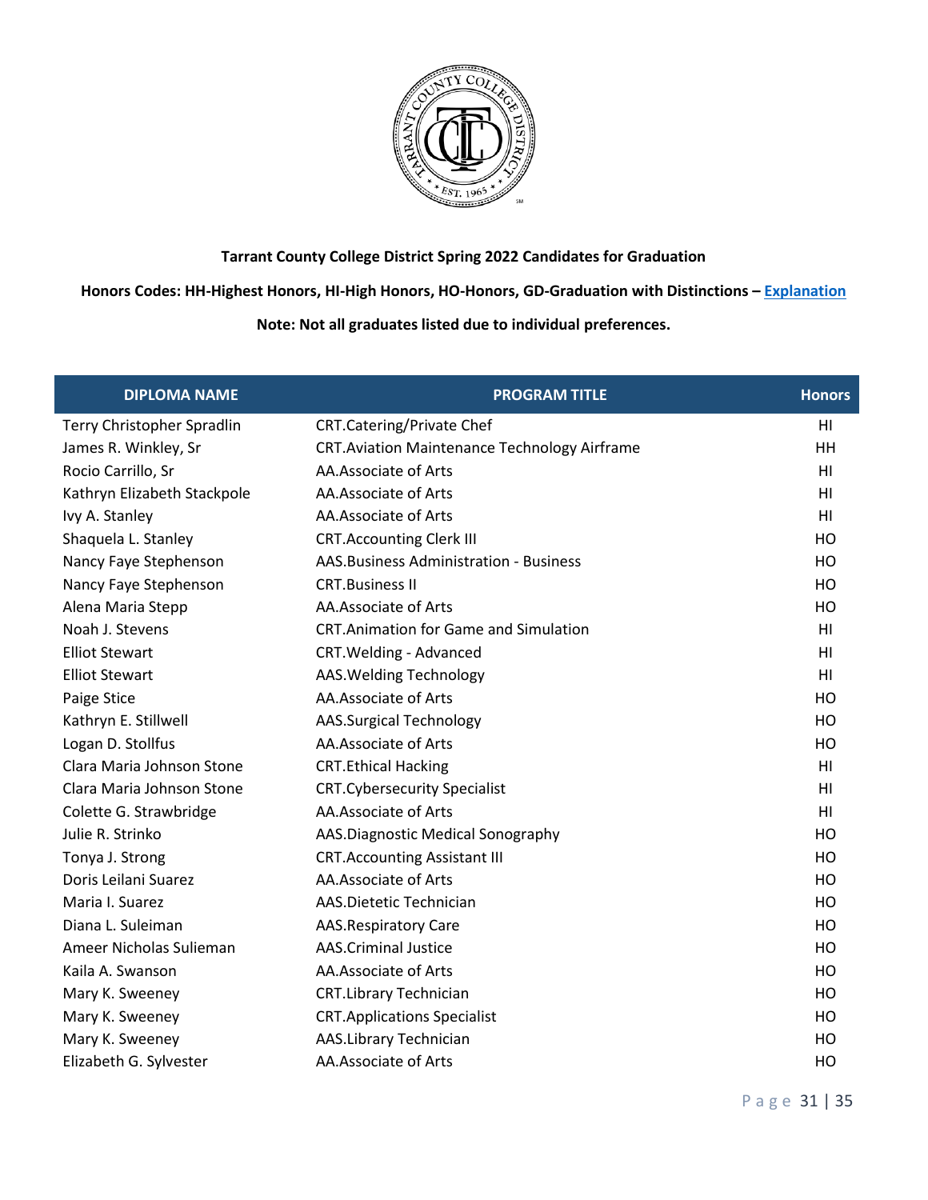**Tarrant County College District Spring 2022 Candidates for Graduation**

**Honors Codes: HH-Highest Honors, HI-High Honors, HO-Honors, GD-Graduation with Distinctions – Explanation**

**Note: Not all graduates listed due to individual preferences.**

| DIPLOMA NAME | PROGRAM TITLE | Honors |
|---|---|---|
| Terry Christopher Spradlin | CRT.Catering/Private Chef | HI |
| James R. Winkley, Sr | CRT.Aviation Maintenance Technology Airframe | HH |
| Rocio Carrillo, Sr | AA.Associate of Arts | HI |
| Kathryn Elizabeth Stackpole | AA.Associate of Arts | HI |
| Ivy A. Stanley | AA.Associate of Arts | HI |
| Shaquela L. Stanley | CRT.Accounting Clerk III | HO |
| Nancy Faye Stephenson | AAS.Business Administration - Business | HO |
| Nancy Faye Stephenson | CRT.Business II | HO |
| Alena Maria Stepp | AA.Associate of Arts | HO |
| Noah J. Stevens | CRT.Animation for Game and Simulation | HI |
| Elliot Stewart | CRT.Welding - Advanced | HI |
| Elliot Stewart | AAS.Welding Technology | HI |
| Paige Stice | AA.Associate of Arts | HO |
| Kathryn E. Stillwell | AAS.Surgical Technology | HO |
| Logan D. Stollfus | AA.Associate of Arts | HO |
| Clara Maria Johnson Stone | CRT.Ethical Hacking | HI |
| Clara Maria Johnson Stone | CRT.Cybersecurity Specialist | HI |
| Colette G. Strawbridge | AA.Associate of Arts | HI |
| Julie R. Strinko | AAS.Diagnostic Medical Sonography | HO |
| Tonya J. Strong | CRT.Accounting Assistant III | HO |
| Doris Leilani Suarez | AA.Associate of Arts | HO |
| Maria I. Suarez | AAS.Dietetic Technician | HO |
| Diana L. Suleiman | AAS.Respiratory Care | HO |
| Ameer Nicholas Sulieman | AAS.Criminal Justice | HO |
| Kaila A. Swanson | AA.Associate of Arts | HO |
| Mary K. Sweeney | CRT.Library Technician | HO |
| Mary K. Sweeney | CRT.Applications Specialist | HO |
| Mary K. Sweeney | AAS.Library Technician | HO |
| Elizabeth G. Sylvester | AA.Associate of Arts | HO |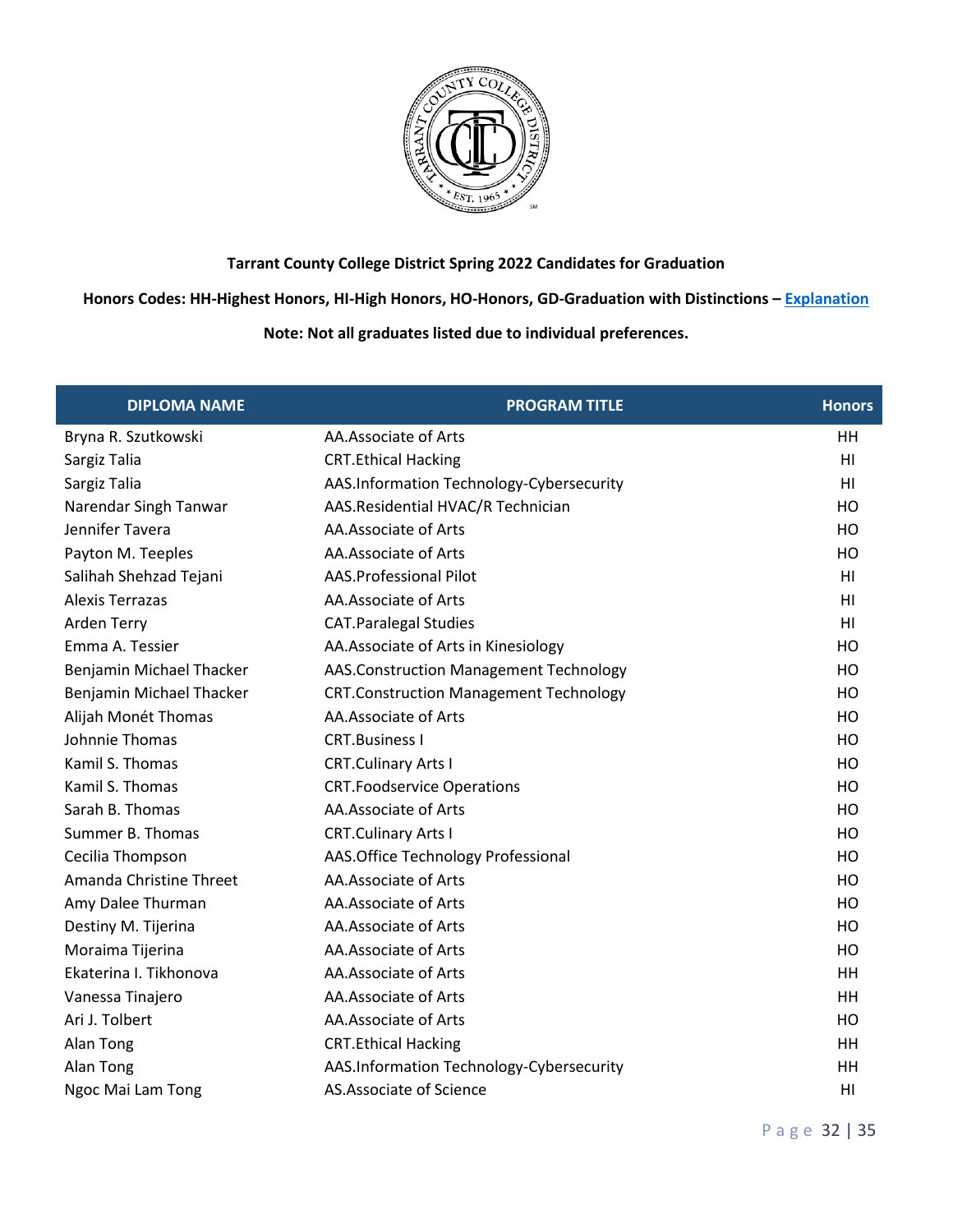**Tarrant County College District Spring 2022 Candidates for Graduation**

**Honors Codes: HH-Highest Honors, HI-High Honors, HO-Honors, GD-Graduation with Distinctions – Explanation**

**Note: Not all graduates listed due to individual preferences.**

| DIPLOMA NAME | PROGRAM TITLE | Honors |
|---|---|---|
| Bryna R. Szutkowski | AA.Associate of Arts | HH |
| Sargiz Talia | CRT.Ethical Hacking | HI |
| Sargiz Talia | AAS.Information Technology-Cybersecurity | HI |
| Narendar Singh Tanwar | AAS.Residential HVAC/R Technician | HO |
| Jennifer Tavera | AA.Associate of Arts | HO |
| Payton M. Teeples | AA.Associate of Arts | HO |
| Salihah Shehzad Tejani | AAS.Professional Pilot | HI |
| Alexis Terrazas | AA.Associate of Arts | HI |
| Arden Terry | CAT.Paralegal Studies | HI |
| Emma A. Tessier | AA.Associate of Arts in Kinesiology | HO |
| Benjamin Michael Thacker | AAS.Construction Management Technology | HO |
| Benjamin Michael Thacker | CRT.Construction Management Technology | HO |
| Alijah Monét Thomas | AA.Associate of Arts | HO |
| Johnnie Thomas | CRT.Business I | HO |
| Kamil S. Thomas | CRT.Culinary Arts I | HO |
| Kamil S. Thomas | CRT.Foodservice Operations | HO |
| Sarah B. Thomas | AA.Associate of Arts | HO |
| Summer B. Thomas | CRT.Culinary Arts I | HO |
| Cecilia Thompson | AAS.Office Technology Professional | HO |
| Amanda Christine Threet | AA.Associate of Arts | HO |
| Amy Dalee Thurman | AA.Associate of Arts | HO |
| Destiny M. Tijerina | AA.Associate of Arts | HO |
| Moraima Tijerina | AA.Associate of Arts | HO |
| Ekaterina I. Tikhonova | AA.Associate of Arts | HH |
| Vanessa Tinajero | AA.Associate of Arts | HH |
| Ari J. Tolbert | AA.Associate of Arts | HO |
| Alan Tong | CRT.Ethical Hacking | HH |
| Alan Tong | AAS.Information Technology-Cybersecurity | HH |
| Ngoc Mai Lam Tong | AS.Associate of Science | HI |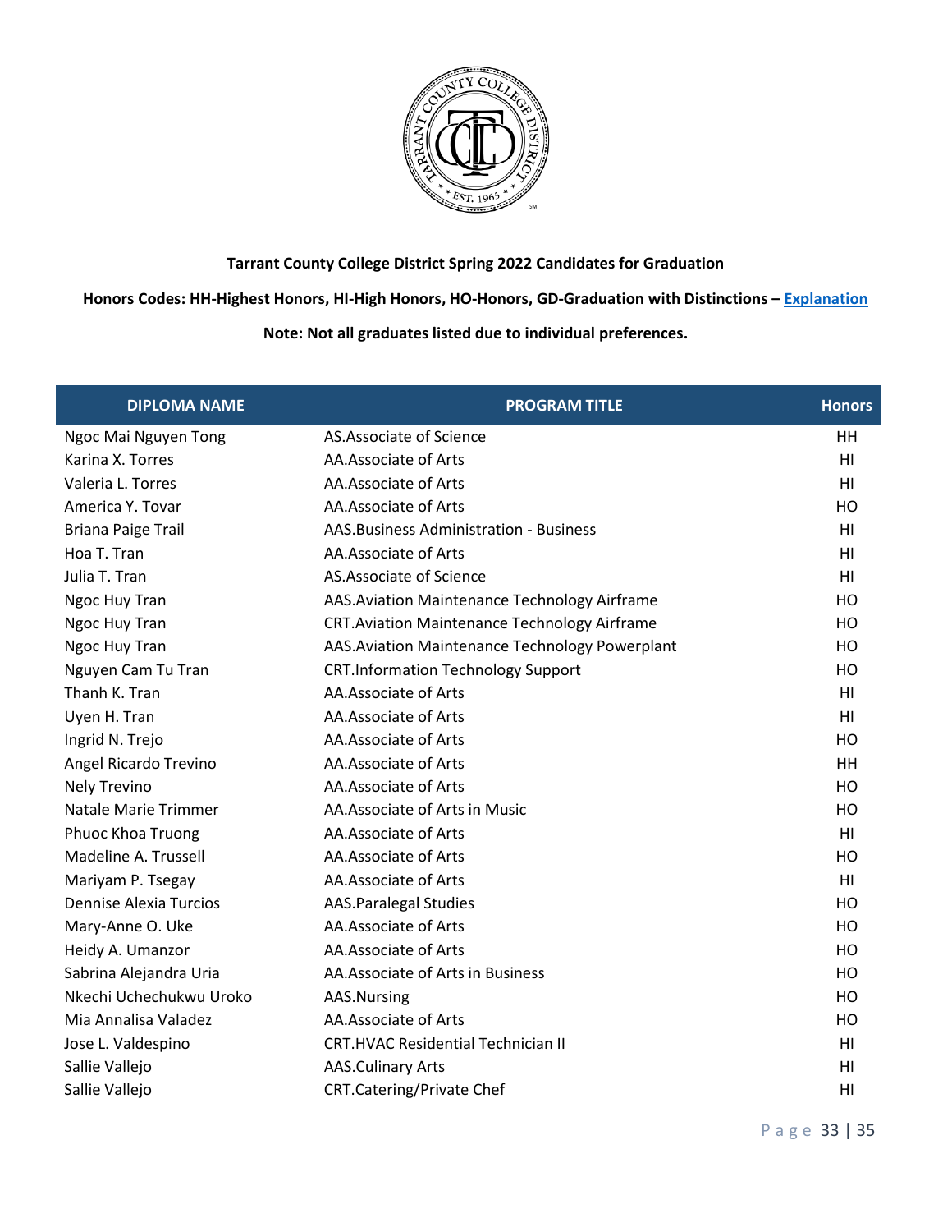**Tarrant County College District Spring 2022 Candidates for Graduation**

**Honors Codes: HH-Highest Honors, HI-High Honors, HO-Honors, GD-Graduation with Distinctions – Explanation**

**Note: Not all graduates listed due to individual preferences.**

| DIPLOMA NAME | PROGRAM TITLE | Honors |
|---|---|---|
| Ngoc Mai Nguyen Tong | AS.Associate of Science | HH |
| Karina X. Torres | AA.Associate of Arts | HI |
| Valeria L. Torres | AA.Associate of Arts | HI |
| America Y. Tovar | AA.Associate of Arts | HO |
| Briana Paige Trail | AAS.Business Administration - Business | HI |
| Hoa T. Tran | AA.Associate of Arts | HI |
| Julia T. Tran | AS.Associate of Science | HI |
| Ngoc Huy Tran | AAS.Aviation Maintenance Technology Airframe | HO |
| Ngoc Huy Tran | CRT.Aviation Maintenance Technology Airframe | HO |
| Ngoc Huy Tran | AAS.Aviation Maintenance Technology Powerplant | HO |
| Nguyen Cam Tu Tran | CRT.Information Technology Support | HO |
| Thanh K. Tran | AA.Associate of Arts | HI |
| Uyen H. Tran | AA.Associate of Arts | HI |
| Ingrid N. Trejo | AA.Associate of Arts | HO |
| Angel Ricardo Trevino | AA.Associate of Arts | HH |
| Nely Trevino | AA.Associate of Arts | HO |
| Natale Marie Trimmer | AA.Associate of Arts in Music | HO |
| Phuoc Khoa Truong | AA.Associate of Arts | HI |
| Madeline A. Trussell | AA.Associate of Arts | HO |
| Mariyam P. Tsegay | AA.Associate of Arts | HI |
| Dennise Alexia Turcios | AAS.Paralegal Studies | HO |
| Mary-Anne O. Uke | AA.Associate of Arts | HO |
| Heidy A. Umanzor | AA.Associate of Arts | HO |
| Sabrina Alejandra Uria | AA.Associate of Arts in Business | HO |
| Nkechi Uchechukwu Uroko | AAS.Nursing | HO |
| Mia Annalisa Valadez | AA.Associate of Arts | HO |
| Jose L. Valdespino | CRT.HVAC Residential Technician II | HI |
| Sallie Vallejo | AAS.Culinary Arts | HI |
| Sallie Vallejo | CRT.Catering/Private Chef | HI |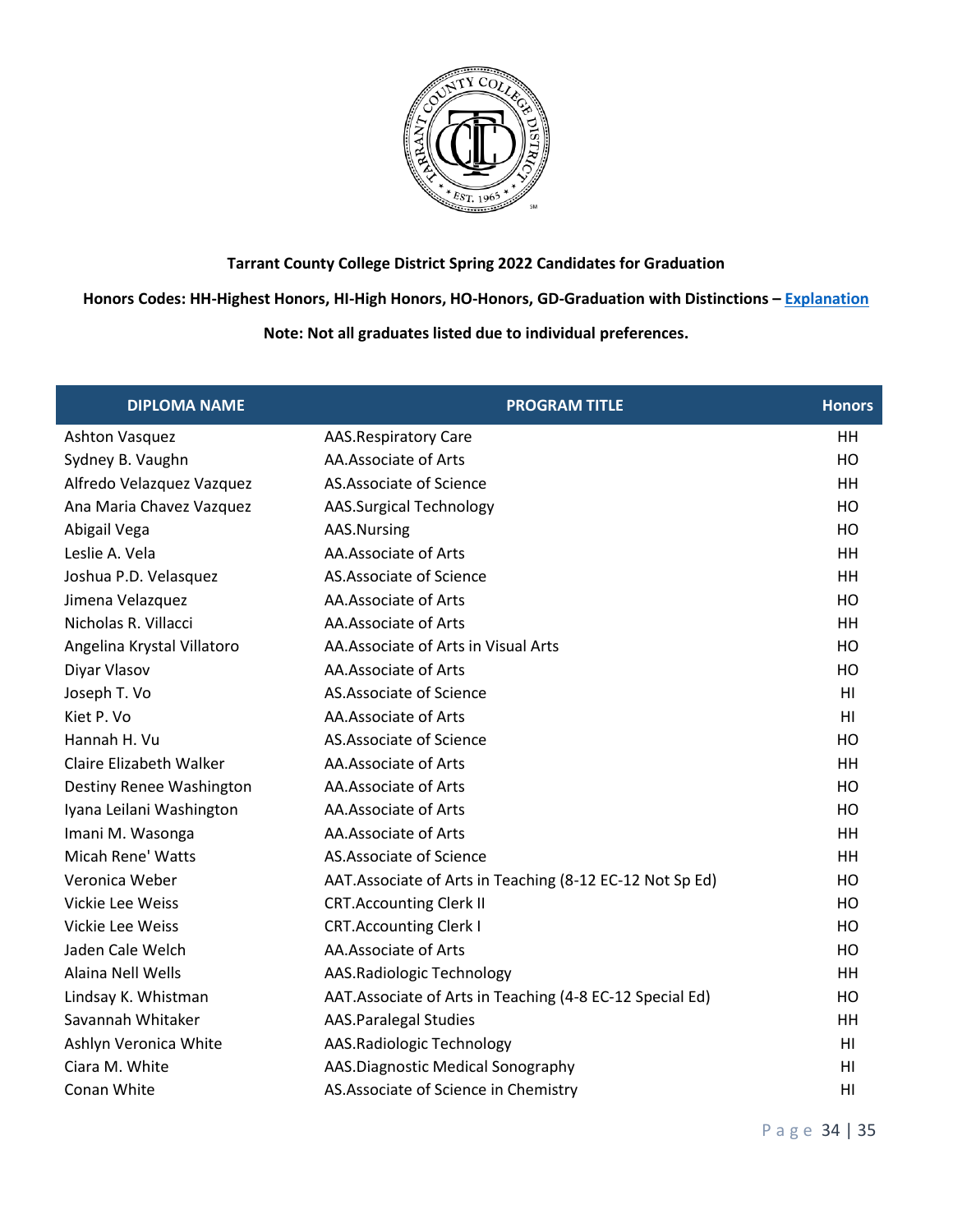**Tarrant County College District Spring 2022 Candidates for Graduation**

**Honors Codes: HH-Highest Honors, HI-High Honors, HO-Honors, GD-Graduation with Distinctions – Explanation**

**Note: Not all graduates listed due to individual preferences.**

| DIPLOMA NAME | PROGRAM TITLE | Honors |
|---|---|---|
| Ashton Vasquez | AAS.Respiratory Care | HH |
| Sydney B. Vaughn | AA.Associate of Arts | HO |
| Alfredo Velazquez Vazquez | AS.Associate of Science | HH |
| Ana Maria Chavez Vazquez | AAS.Surgical Technology | HO |
| Abigail Vega | AAS.Nursing | HO |
| Leslie A. Vela | AA.Associate of Arts | HH |
| Joshua P.D. Velasquez | AS.Associate of Science | HH |
| Jimena Velazquez | AA.Associate of Arts | HO |
| Nicholas R. Villacci | AA.Associate of Arts | HH |
| Angelina Krystal Villatoro | AA.Associate of Arts in Visual Arts | HO |
| Diyar Vlasov | AA.Associate of Arts | HO |
| Joseph T. Vo | AS.Associate of Science | HI |
| Kiet P. Vo | AA.Associate of Arts | HI |
| Hannah H. Vu | AS.Associate of Science | HO |
| Claire Elizabeth Walker | AA.Associate of Arts | HH |
| Destiny Renee Washington | AA.Associate of Arts | HO |
| Iyana Leilani Washington | AA.Associate of Arts | HO |
| Imani M. Wasonga | AA.Associate of Arts | HH |
| Micah Rene' Watts | AS.Associate of Science | HH |
| Veronica Weber | AAT.Associate of Arts in Teaching (8-12 EC-12 Not Sp Ed) | HO |
| Vickie Lee Weiss | CRT.Accounting Clerk II | HO |
| Vickie Lee Weiss | CRT.Accounting Clerk I | HO |
| Jaden Cale Welch | AA.Associate of Arts | HO |
| Alaina Nell Wells | AAS.Radiologic Technology | HH |
| Lindsay K. Whistman | AAT.Associate of Arts in Teaching (4-8 EC-12 Special Ed) | HO |
| Savannah Whitaker | AAS.Paralegal Studies | HH |
| Ashlyn Veronica White | AAS.Radiologic Technology | HI |
| Ciara M. White | AAS.Diagnostic Medical Sonography | HI |
| Conan White | AS.Associate of Science in Chemistry | HI |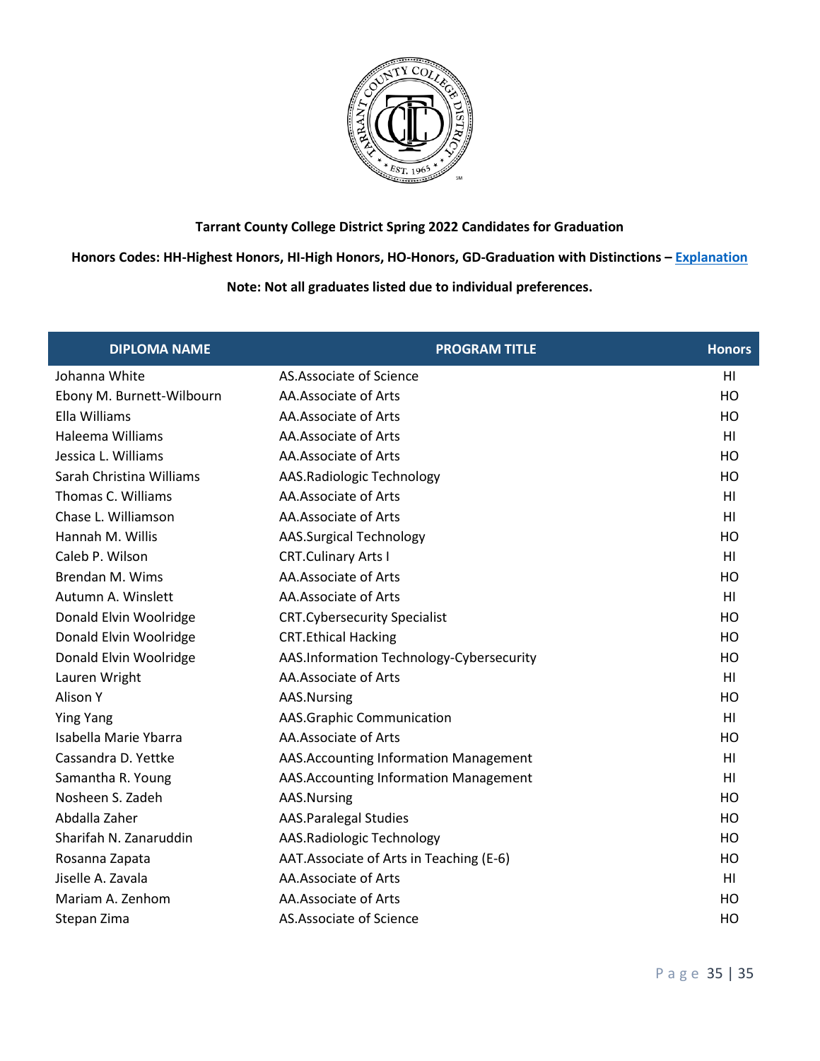**Tarrant County College District Spring 2022 Candidates for Graduation**

**Honors Codes: HH-Highest Honors, HI-High Honors, HO-Honors, GD-Graduation with Distinctions – Explanation**

**Note: Not all graduates listed due to individual preferences.**

| DIPLOMA NAME | PROGRAM TITLE | Honors |
|---|---|---|
| Johanna White | AS.Associate of Science | HI |
| Ebony M. Burnett-Wilbourn | AA.Associate of Arts | HO |
| Ella Williams | AA.Associate of Arts | HO |
| Haleema Williams | AA.Associate of Arts | HI |
| Jessica L. Williams | AA.Associate of Arts | HO |
| Sarah Christina Williams | AAS.Radiologic Technology | HO |
| Thomas C. Williams | AA.Associate of Arts | HI |
| Chase L. Williamson | AA.Associate of Arts | HI |
| Hannah M. Willis | AAS.Surgical Technology | HO |
| Caleb P. Wilson | CRT.Culinary Arts I | HI |
| Brendan M. Wims | AA.Associate of Arts | HO |
| Autumn A. Winslett | AA.Associate of Arts | HI |
| Donald Elvin Woolridge | CRT.Cybersecurity Specialist | HO |
| Donald Elvin Woolridge | CRT.Ethical Hacking | HO |
| Donald Elvin Woolridge | AAS.Information Technology-Cybersecurity | HO |
| Lauren Wright | AA.Associate of Arts | HI |
| Alison Y | AAS.Nursing | HO |
| Ying Yang | AAS.Graphic Communication | HI |
| Isabella Marie Ybarra | AA.Associate of Arts | HO |
| Cassandra D. Yettke | AAS.Accounting Information Management | HI |
| Samantha R. Young | AAS.Accounting Information Management | HI |
| Nosheen S. Zadeh | AAS.Nursing | HO |
| Abdalla Zaher | AAS.Paralegal Studies | HO |
| Sharifah N. Zanaruddin | AAS.Radiologic Technology | HO |
| Rosanna Zapata | AAT.Associate of Arts in Teaching (E-6) | HO |
| Jiselle A. Zavala | AA.Associate of Arts | HI |
| Mariam A. Zenhom | AA.Associate of Arts | HO |
| Stepan Zima | AS.Associate of Science | HO |